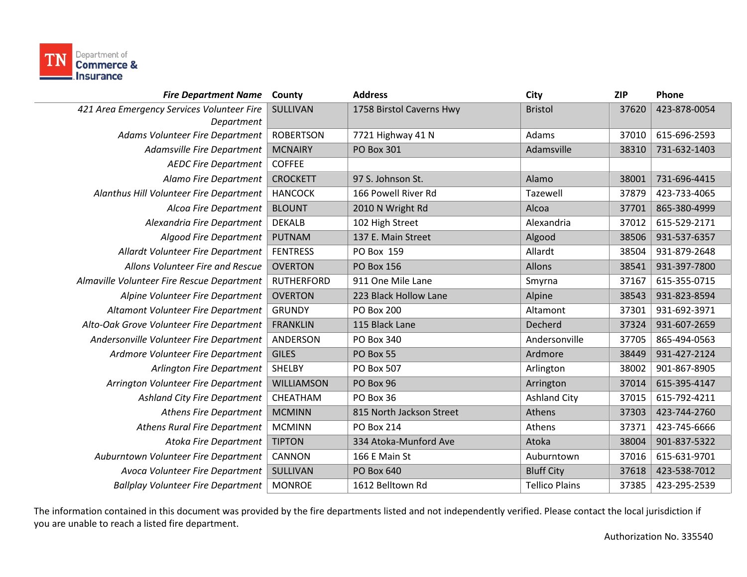TN Department of Commerce & Insurance

| *Fire Department Name* | County | Address | City | ZIP | Phone |
|---|---|---|---|---|---|
| *421 Area Emergency Services Volunteer Fire Department* | SULLIVAN | 1758 Birstol Caverns Hwy | Bristol | 37620 | 423-878-0054 |
| *Adams Volunteer Fire Department* | ROBERTSON | 7721 Highway 41 N | Adams | 37010 | 615-696-2593 |
| *Adamsville Fire Department* | MCNAIRY | PO Box 301 | Adamsville | 38310 | 731-632-1403 |
| *AEDC Fire Department* | COFFEE | | | | |
| *Alamo Fire Department* | CROCKETT | 97 S. Johnson St. | Alamo | 38001 | 731-696-4415 |
| *Alanthus Hill Volunteer Fire Department* | HANCOCK | 166 Powell River Rd | Tazewell | 37879 | 423-733-4065 |
| *Alcoa Fire Department* | BLOUNT | 2010 N Wright Rd | Alcoa | 37701 | 865-380-4999 |
| *Alexandria Fire Department* | DEKALB | 102 High Street | Alexandria | 37012 | 615-529-2171 |
| *Algood Fire Department* | PUTNAM | 137 E. Main Street | Algood | 38506 | 931-537-6357 |
| *Allardt Volunteer Fire Department* | FENTRESS | PO Box 159 | Allardt | 38504 | 931-879-2648 |
| *Allons Volunteer Fire and Rescue* | OVERTON | PO Box 156 | Allons | 38541 | 931-397-7800 |
| *Almaville Volunteer Fire Rescue Department* | RUTHERFORD | 911 One Mile Lane | Smyrna | 37167 | 615-355-0715 |
| *Alpine Volunteer Fire Department* | OVERTON | 223 Black Hollow Lane | Alpine | 38543 | 931-823-8594 |
| *Altamont Volunteer Fire Department* | GRUNDY | PO Box 200 | Altamont | 37301 | 931-692-3971 |
| *Alto-Oak Grove Volunteer Fire Department* | FRANKLIN | 115 Black Lane | Decherd | 37324 | 931-607-2659 |
| *Andersonville Volunteer Fire Department* | ANDERSON | PO Box 340 | Andersonville | 37705 | 865-494-0563 |
| *Ardmore Volunteer Fire Department* | GILES | PO Box 55 | Ardmore | 38449 | 931-427-2124 |
| *Arlington Fire Department* | SHELBY | PO Box 507 | Arlington | 38002 | 901-867-8905 |
| *Arrington Volunteer Fire Department* | WILLIAMSON | PO Box 96 | Arrington | 37014 | 615-395-4147 |
| *Ashland City Fire Department* | CHEATHAM | PO Box 36 | Ashland City | 37015 | 615-792-4211 |
| *Athens Fire Department* | MCMINN | 815 North Jackson Street | Athens | 37303 | 423-744-2760 |
| *Athens Rural Fire Department* | MCMINN | PO Box 214 | Athens | 37371 | 423-745-6666 |
| *Atoka Fire Department* | TIPTON | 334 Atoka-Munford Ave | Atoka | 38004 | 901-837-5322 |
| *Auburntown Volunteer Fire Department* | CANNON | 166 E Main St | Auburntown | 37016 | 615-631-9701 |
| *Avoca Volunteer Fire Department* | SULLIVAN | PO Box 640 | Bluff City | 37618 | 423-538-7012 |
| *Ballplay Volunteer Fire Department* | MONROE | 1612 Belltown Rd | Tellico Plains | 37385 | 423-295-2539 |

The information contained in this document was provided by the fire departments listed and not independently verified. Please contact the local jurisdiction if you are unable to reach a listed fire department.

Authorization No. 335540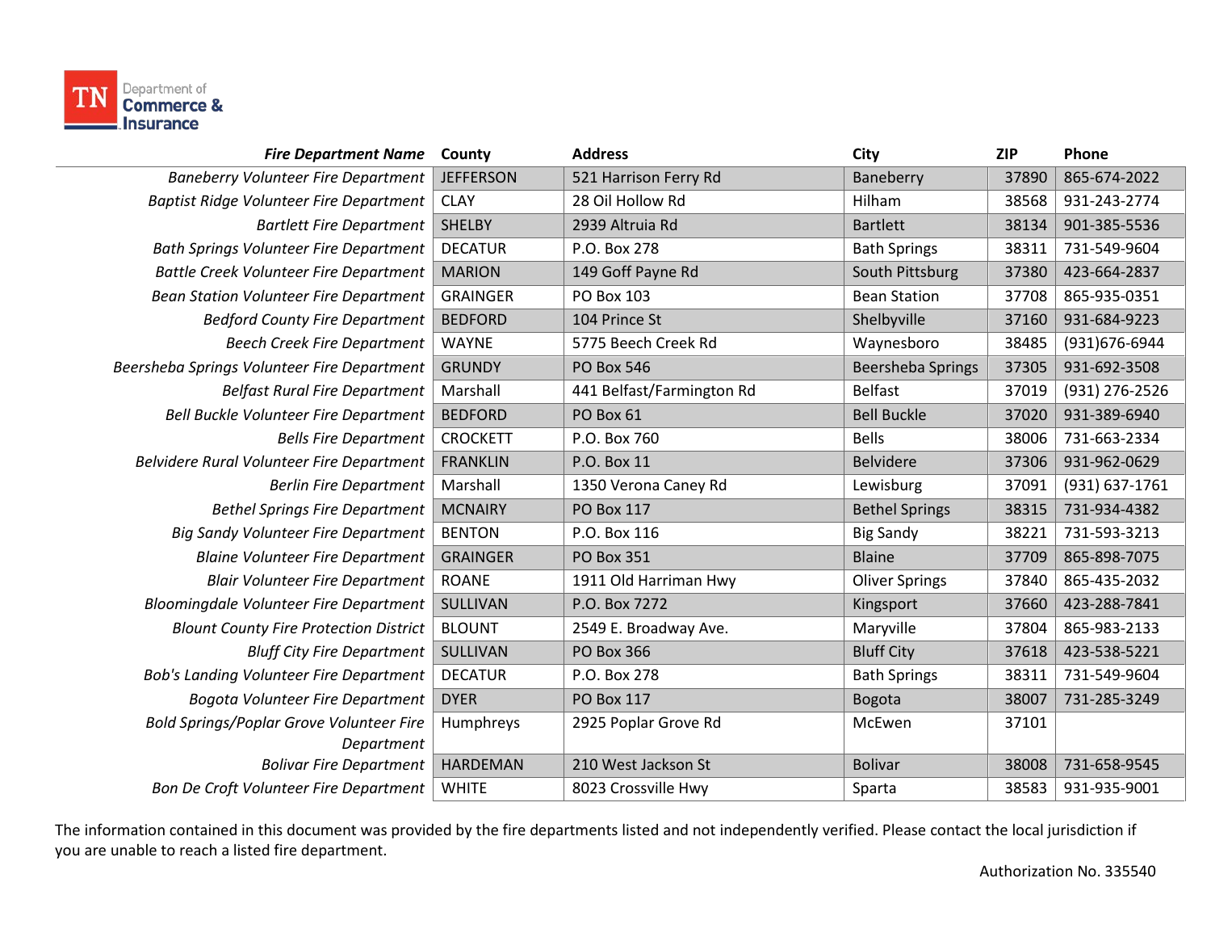| *Fire Department Name* | County | Address | City | ZIP | Phone |
|---|---|---|---|---|---|
| *Baneberry Volunteer Fire Department* | JEFFERSON | 521 Harrison Ferry Rd | Baneberry | 37890 | 865-674-2022 |
| *Baptist Ridge Volunteer Fire Department* | CLAY | 28 Oil Hollow Rd | Hilham | 38568 | 931-243-2774 |
| *Bartlett Fire Department* | SHELBY | 2939 Altruia Rd | Bartlett | 38134 | 901-385-5536 |
| *Bath Springs Volunteer Fire Department* | DECATUR | P.O. Box 278 | Bath Springs | 38311 | 731-549-9604 |
| *Battle Creek Volunteer Fire Department* | MARION | 149 Goff Payne Rd | South Pittsburg | 37380 | 423-664-2837 |
| *Bean Station Volunteer Fire Department* | GRAINGER | PO Box 103 | Bean Station | 37708 | 865-935-0351 |
| *Bedford County Fire Department* | BEDFORD | 104 Prince St | Shelbyville | 37160 | 931-684-9223 |
| *Beech Creek Fire Department* | WAYNE | 5775 Beech Creek Rd | Waynesboro | 38485 | (931)676-6944 |
| *Beersheba Springs Volunteer Fire Department* | GRUNDY | PO Box 546 | Beersheba Springs | 37305 | 931-692-3508 |
| *Belfast Rural Fire Department* | Marshall | 441 Belfast/Farmington Rd | Belfast | 37019 | (931) 276-2526 |
| *Bell Buckle Volunteer Fire Department* | BEDFORD | PO Box 61 | Bell Buckle | 37020 | 931-389-6940 |
| *Bells Fire Department* | CROCKETT | P.O. Box 760 | Bells | 38006 | 731-663-2334 |
| *Belvidere Rural Volunteer Fire Department* | FRANKLIN | P.O. Box 11 | Belvidere | 37306 | 931-962-0629 |
| *Berlin Fire Department* | Marshall | 1350 Verona Caney Rd | Lewisburg | 37091 | (931) 637-1761 |
| *Bethel Springs Fire Department* | MCNAIRY | PO Box 117 | Bethel Springs | 38315 | 731-934-4382 |
| *Big Sandy Volunteer Fire Department* | BENTON | P.O. Box 116 | Big Sandy | 38221 | 731-593-3213 |
| *Blaine Volunteer Fire Department* | GRAINGER | PO Box 351 | Blaine | 37709 | 865-898-7075 |
| *Blair Volunteer Fire Department* | ROANE | 1911 Old Harriman Hwy | Oliver Springs | 37840 | 865-435-2032 |
| *Bloomingdale Volunteer Fire Department* | SULLIVAN | P.O. Box 7272 | Kingsport | 37660 | 423-288-7841 |
| *Blount County Fire Protection District* | BLOUNT | 2549 E. Broadway Ave. | Maryville | 37804 | 865-983-2133 |
| *Bluff City Fire Department* | SULLIVAN | PO Box 366 | Bluff City | 37618 | 423-538-5221 |
| *Bob's Landing Volunteer Fire Department* | DECATUR | P.O. Box 278 | Bath Springs | 38311 | 731-549-9604 |
| *Bogota Volunteer Fire Department* | DYER | PO Box 117 | Bogota | 38007 | 731-285-3249 |
| *Bold Springs/Poplar Grove Volunteer Fire Department* | Humphreys | 2925 Poplar Grove Rd | McEwen | 37101 | |
| *Bolivar Fire Department* | HARDEMAN | 210 West Jackson St | Bolivar | 38008 | 731-658-9545 |
| *Bon De Croft Volunteer Fire Department* | WHITE | 8023 Crossville Hwy | Sparta | 38583 | 931-935-9001 |

The information contained in this document was provided by the fire departments listed and not independently verified. Please contact the local jurisdiction if you are unable to reach a listed fire department.

Authorization No. 335540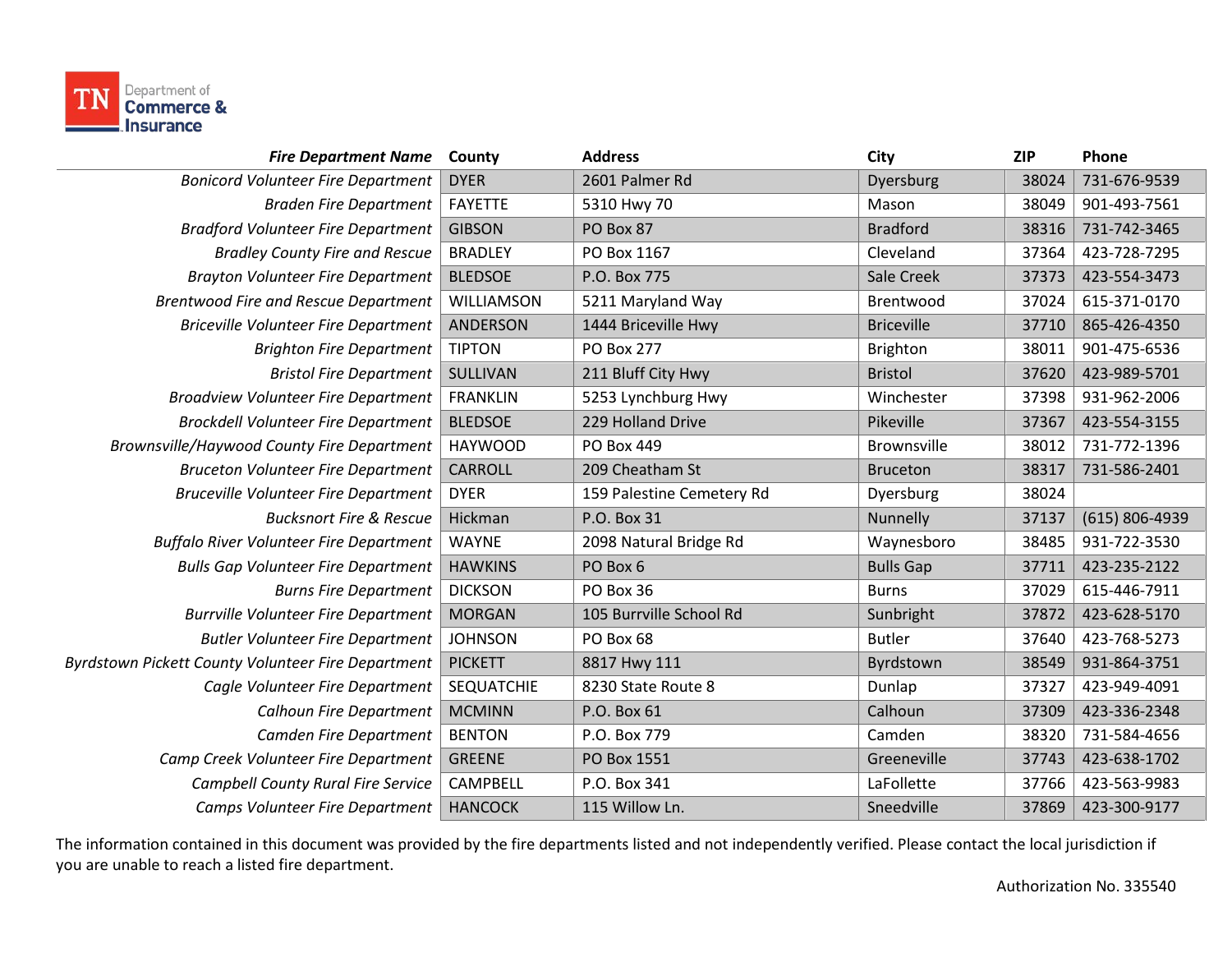| *Fire Department Name* | County | Address | City | ZIP | Phone |
|---|---|---|---|---|---|
| *Bonicord Volunteer Fire Department* | DYER | 2601 Palmer Rd | Dyersburg | 38024 | 731-676-9539 |
| *Braden Fire Department* | FAYETTE | 5310 Hwy 70 | Mason | 38049 | 901-493-7561 |
| *Bradford Volunteer Fire Department* | GIBSON | PO Box 87 | Bradford | 38316 | 731-742-3465 |
| *Bradley County Fire and Rescue* | BRADLEY | PO Box 1167 | Cleveland | 37364 | 423-728-7295 |
| *Brayton Volunteer Fire Department* | BLEDSOE | P.O. Box 775 | Sale Creek | 37373 | 423-554-3473 |
| *Brentwood Fire and Rescue Department* | WILLIAMSON | 5211 Maryland Way | Brentwood | 37024 | 615-371-0170 |
| *Briceville Volunteer Fire Department* | ANDERSON | 1444 Briceville Hwy | Briceville | 37710 | 865-426-4350 |
| *Brighton Fire Department* | TIPTON | PO Box 277 | Brighton | 38011 | 901-475-6536 |
| *Bristol Fire Department* | SULLIVAN | 211 Bluff City Hwy | Bristol | 37620 | 423-989-5701 |
| *Broadview Volunteer Fire Department* | FRANKLIN | 5253 Lynchburg Hwy | Winchester | 37398 | 931-962-2006 |
| *Brockdell Volunteer Fire Department* | BLEDSOE | 229 Holland Drive | Pikeville | 37367 | 423-554-3155 |
| *Brownsville/Haywood County Fire Department* | HAYWOOD | PO Box 449 | Brownsville | 38012 | 731-772-1396 |
| *Bruceton Volunteer Fire Department* | CARROLL | 209 Cheatham St | Bruceton | 38317 | 731-586-2401 |
| *Bruceville Volunteer Fire Department* | DYER | 159 Palestine Cemetery Rd | Dyersburg | 38024 | |
| *Bucksnort Fire & Rescue* | Hickman | P.O. Box 31 | Nunnelly | 37137 | (615) 806-4939 |
| *Buffalo River Volunteer Fire Department* | WAYNE | 2098 Natural Bridge Rd | Waynesboro | 38485 | 931-722-3530 |
| *Bulls Gap Volunteer Fire Department* | HAWKINS | PO Box 6 | Bulls Gap | 37711 | 423-235-2122 |
| *Burns Fire Department* | DICKSON | PO Box 36 | Burns | 37029 | 615-446-7911 |
| *Burrville Volunteer Fire Department* | MORGAN | 105 Burrville School Rd | Sunbright | 37872 | 423-628-5170 |
| *Butler Volunteer Fire Department* | JOHNSON | PO Box 68 | Butler | 37640 | 423-768-5273 |
| *Byrdstown Pickett County Volunteer Fire Department* | PICKETT | 8817 Hwy 111 | Byrdstown | 38549 | 931-864-3751 |
| *Cagle Volunteer Fire Department* | SEQUATCHIE | 8230 State Route 8 | Dunlap | 37327 | 423-949-4091 |
| *Calhoun Fire Department* | MCMINN | P.O. Box 61 | Calhoun | 37309 | 423-336-2348 |
| *Camden Fire Department* | BENTON | P.O. Box 779 | Camden | 38320 | 731-584-4656 |
| *Camp Creek Volunteer Fire Department* | GREENE | PO Box 1551 | Greeneville | 37743 | 423-638-1702 |
| *Campbell County Rural Fire Service* | CAMPBELL | P.O. Box 341 | LaFollette | 37766 | 423-563-9983 |
| *Camps Volunteer Fire Department* | HANCOCK | 115 Willow Ln. | Sneedville | 37869 | 423-300-9177 |

The information contained in this document was provided by the fire departments listed and not independently verified. Please contact the local jurisdiction if you are unable to reach a listed fire department.

Authorization No. 335540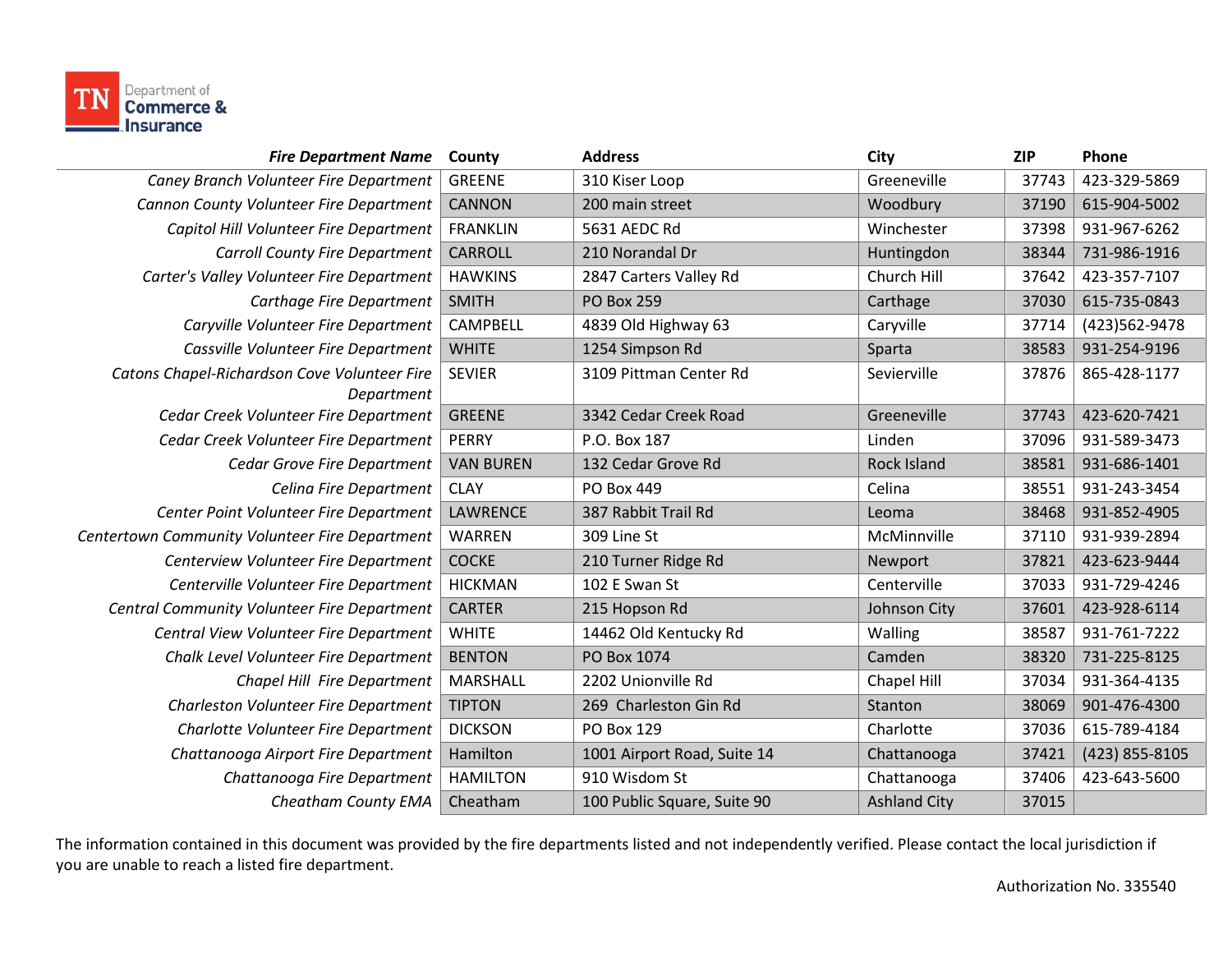| *Fire Department Name* | County | Address | City | ZIP | Phone |
|---|---|---|---|---|---|
| *Caney Branch Volunteer Fire Department* | GREENE | 310 Kiser Loop | Greeneville | 37743 | 423-329-5869 |
| *Cannon County Volunteer Fire Department* | CANNON | 200 main street | Woodbury | 37190 | 615-904-5002 |
| *Capitol Hill Volunteer Fire Department* | FRANKLIN | 5631 AEDC Rd | Winchester | 37398 | 931-967-6262 |
| *Carroll County Fire Department* | CARROLL | 210 Norandal Dr | Huntingdon | 38344 | 731-986-1916 |
| *Carter's Valley Volunteer Fire Department* | HAWKINS | 2847 Carters Valley Rd | Church Hill | 37642 | 423-357-7107 |
| *Carthage Fire Department* | SMITH | PO Box 259 | Carthage | 37030 | 615-735-0843 |
| *Caryville Volunteer Fire Department* | CAMPBELL | 4839 Old Highway 63 | Caryville | 37714 | (423)562-9478 |
| *Cassville Volunteer Fire Department* | WHITE | 1254 Simpson Rd | Sparta | 38583 | 931-254-9196 |
| *Catons Chapel-Richardson Cove Volunteer Fire Department* | SEVIER | 3109 Pittman Center Rd | Sevierville | 37876 | 865-428-1177 |
| *Cedar Creek Volunteer Fire Department* | GREENE | 3342 Cedar Creek Road | Greeneville | 37743 | 423-620-7421 |
| *Cedar Creek Volunteer Fire Department* | PERRY | P.O. Box 187 | Linden | 37096 | 931-589-3473 |
| *Cedar Grove Fire Department* | VAN BUREN | 132 Cedar Grove Rd | Rock Island | 38581 | 931-686-1401 |
| *Celina Fire Department* | CLAY | PO Box 449 | Celina | 38551 | 931-243-3454 |
| *Center Point Volunteer Fire Department* | LAWRENCE | 387 Rabbit Trail Rd | Leoma | 38468 | 931-852-4905 |
| *Centertown Community Volunteer Fire Department* | WARREN | 309 Line St | McMinnville | 37110 | 931-939-2894 |
| *Centerview Volunteer Fire Department* | COCKE | 210 Turner Ridge Rd | Newport | 37821 | 423-623-9444 |
| *Centerville Volunteer Fire Department* | HICKMAN | 102 E Swan St | Centerville | 37033 | 931-729-4246 |
| *Central Community Volunteer Fire Department* | CARTER | 215 Hopson Rd | Johnson City | 37601 | 423-928-6114 |
| *Central View Volunteer Fire Department* | WHITE | 14462 Old Kentucky Rd | Walling | 38587 | 931-761-7222 |
| *Chalk Level Volunteer Fire Department* | BENTON | PO Box 1074 | Camden | 38320 | 731-225-8125 |
| *Chapel Hill Fire Department* | MARSHALL | 2202 Unionville Rd | Chapel Hill | 37034 | 931-364-4135 |
| *Charleston Volunteer Fire Department* | TIPTON | 269 Charleston Gin Rd | Stanton | 38069 | 901-476-4300 |
| *Charlotte Volunteer Fire Department* | DICKSON | PO Box 129 | Charlotte | 37036 | 615-789-4184 |
| *Chattanooga Airport Fire Department* | Hamilton | 1001 Airport Road, Suite 14 | Chattanooga | 37421 | (423) 855-8105 |
| *Chattanooga Fire Department* | HAMILTON | 910 Wisdom St | Chattanooga | 37406 | 423-643-5600 |
| *Cheatham County EMA* | Cheatham | 100 Public Square, Suite 90 | Ashland City | 37015 | |

The information contained in this document was provided by the fire departments listed and not independently verified. Please contact the local jurisdiction if you are unable to reach a listed fire department.

Authorization No. 335540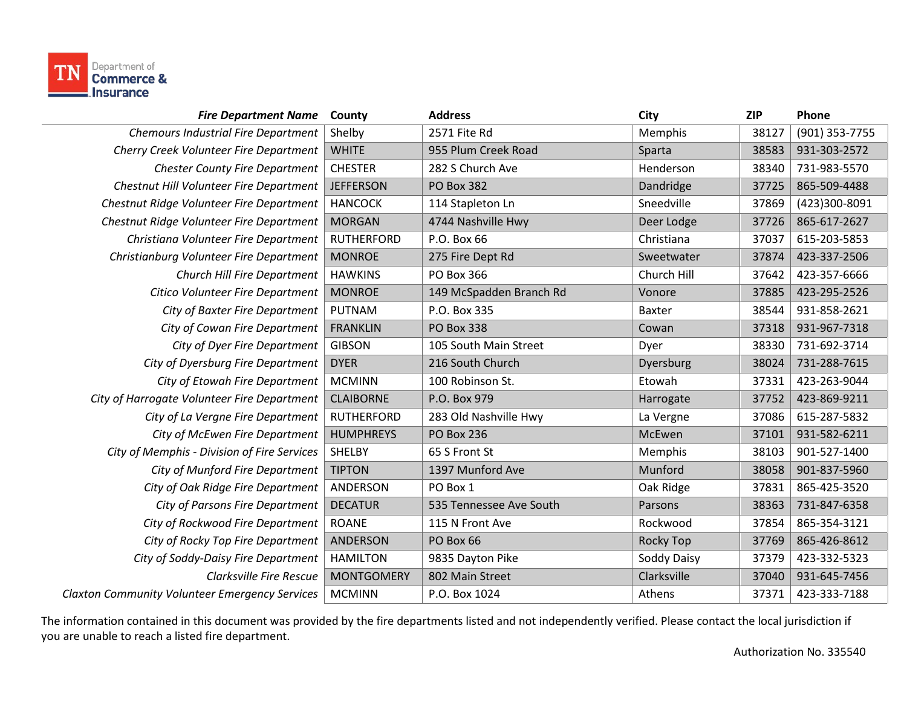| *Fire Department Name* | County | Address | City | ZIP | Phone |
|---|---|---|---|---|---|
| *Chemours Industrial Fire Department* | Shelby | 2571 Fite Rd | Memphis | 38127 | (901) 353-7755 |
| *Cherry Creek Volunteer Fire Department* | WHITE | 955 Plum Creek Road | Sparta | 38583 | 931-303-2572 |
| *Chester County Fire Department* | CHESTER | 282 S Church Ave | Henderson | 38340 | 731-983-5570 |
| *Chestnut Hill Volunteer Fire Department* | JEFFERSON | PO Box 382 | Dandridge | 37725 | 865-509-4488 |
| *Chestnut Ridge Volunteer Fire Department* | HANCOCK | 114 Stapleton Ln | Sneedville | 37869 | (423)300-8091 |
| *Chestnut Ridge Volunteer Fire Department* | MORGAN | 4744 Nashville Hwy | Deer Lodge | 37726 | 865-617-2627 |
| *Christiana Volunteer Fire Department* | RUTHERFORD | P.O. Box 66 | Christiana | 37037 | 615-203-5853 |
| *Christianburg Volunteer Fire Department* | MONROE | 275 Fire Dept Rd | Sweetwater | 37874 | 423-337-2506 |
| *Church Hill Fire Department* | HAWKINS | PO Box 366 | Church Hill | 37642 | 423-357-6666 |
| *Citico Volunteer Fire Department* | MONROE | 149 McSpadden Branch Rd | Vonore | 37885 | 423-295-2526 |
| *City of Baxter Fire Department* | PUTNAM | P.O. Box 335 | Baxter | 38544 | 931-858-2621 |
| *City of Cowan Fire Department* | FRANKLIN | PO Box 338 | Cowan | 37318 | 931-967-7318 |
| *City of Dyer Fire Department* | GIBSON | 105 South Main Street | Dyer | 38330 | 731-692-3714 |
| *City of Dyersburg Fire Department* | DYER | 216 South Church | Dyersburg | 38024 | 731-288-7615 |
| *City of Etowah Fire Department* | MCMINN | 100 Robinson St. | Etowah | 37331 | 423-263-9044 |
| *City of Harrogate Volunteer Fire Department* | CLAIBORNE | P.O. Box 979 | Harrogate | 37752 | 423-869-9211 |
| *City of La Vergne Fire Department* | RUTHERFORD | 283 Old Nashville Hwy | La Vergne | 37086 | 615-287-5832 |
| *City of McEwen Fire Department* | HUMPHREYS | PO Box 236 | McEwen | 37101 | 931-582-6211 |
| *City of Memphis - Division of Fire Services* | SHELBY | 65 S Front St | Memphis | 38103 | 901-527-1400 |
| *City of Munford Fire Department* | TIPTON | 1397 Munford Ave | Munford | 38058 | 901-837-5960 |
| *City of Oak Ridge Fire Department* | ANDERSON | PO Box 1 | Oak Ridge | 37831 | 865-425-3520 |
| *City of Parsons Fire Department* | DECATUR | 535 Tennessee Ave South | Parsons | 38363 | 731-847-6358 |
| *City of Rockwood Fire Department* | ROANE | 115 N Front Ave | Rockwood | 37854 | 865-354-3121 |
| *City of Rocky Top Fire Department* | ANDERSON | PO Box 66 | Rocky Top | 37769 | 865-426-8612 |
| *City of Soddy-Daisy Fire Department* | HAMILTON | 9835 Dayton Pike | Soddy Daisy | 37379 | 423-332-5323 |
| *Clarksville Fire Rescue* | MONTGOMERY | 802 Main Street | Clarksville | 37040 | 931-645-7456 |
| *Claxton Community Volunteer Emergency Services* | MCMINN | P.O. Box 1024 | Athens | 37371 | 423-333-7188 |

The information contained in this document was provided by the fire departments listed and not independently verified. Please contact the local jurisdiction if you are unable to reach a listed fire department.

Authorization No. 335540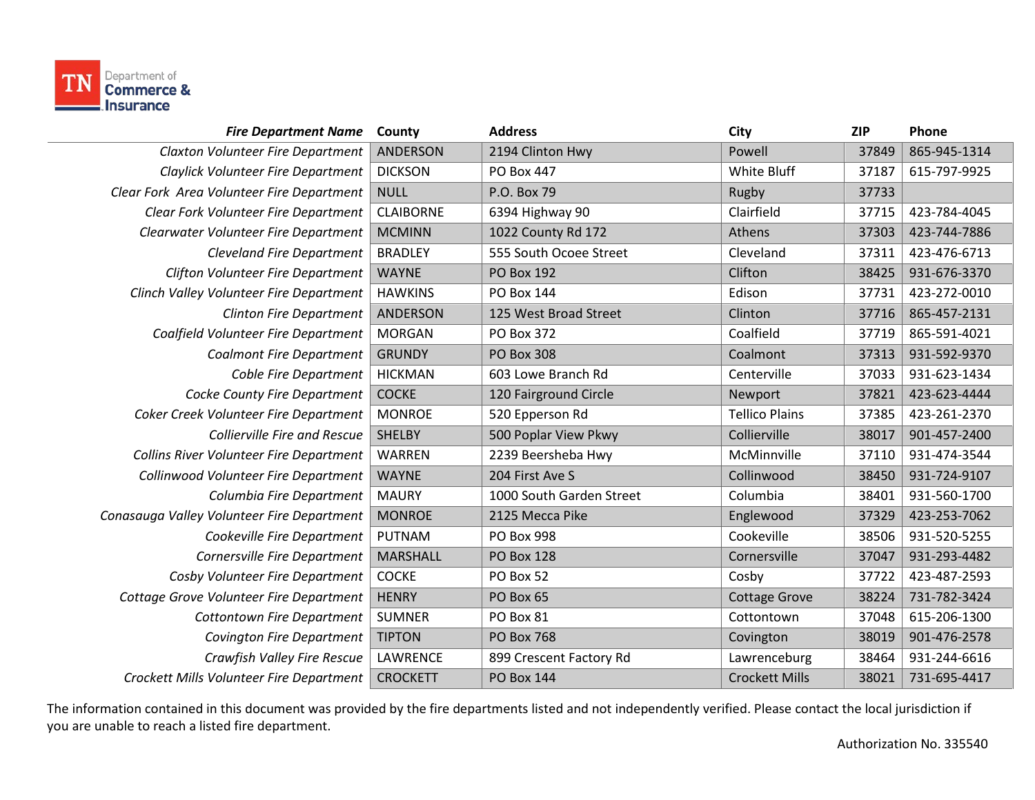| *Fire Department Name* | County | Address | City | ZIP | Phone |
|---|---|---|---|---|---|
| *Claxton Volunteer Fire Department* | ANDERSON | 2194 Clinton Hwy | Powell | 37849 | 865-945-1314 |
| *Claylick Volunteer Fire Department* | DICKSON | PO Box 447 | White Bluff | 37187 | 615-797-9925 |
| *Clear Fork Area Volunteer Fire Department* | NULL | P.O. Box 79 | Rugby | 37733 | |
| *Clear Fork Volunteer Fire Department* | CLAIBORNE | 6394 Highway 90 | Clairfield | 37715 | 423-784-4045 |
| *Clearwater Volunteer Fire Department* | MCMINN | 1022 County Rd 172 | Athens | 37303 | 423-744-7886 |
| *Cleveland Fire Department* | BRADLEY | 555 South Ocoee Street | Cleveland | 37311 | 423-476-6713 |
| *Clifton Volunteer Fire Department* | WAYNE | PO Box 192 | Clifton | 38425 | 931-676-3370 |
| *Clinch Valley Volunteer Fire Department* | HAWKINS | PO Box 144 | Edison | 37731 | 423-272-0010 |
| *Clinton Fire Department* | ANDERSON | 125 West Broad Street | Clinton | 37716 | 865-457-2131 |
| *Coalfield Volunteer Fire Department* | MORGAN | PO Box 372 | Coalfield | 37719 | 865-591-4021 |
| *Coalmont Fire Department* | GRUNDY | PO Box 308 | Coalmont | 37313 | 931-592-9370 |
| *Coble Fire Department* | HICKMAN | 603 Lowe Branch Rd | Centerville | 37033 | 931-623-1434 |
| *Cocke County Fire Department* | COCKE | 120 Fairground Circle | Newport | 37821 | 423-623-4444 |
| *Coker Creek Volunteer Fire Department* | MONROE | 520 Epperson Rd | Tellico Plains | 37385 | 423-261-2370 |
| *Collierville Fire and Rescue* | SHELBY | 500 Poplar View Pkwy | Collierville | 38017 | 901-457-2400 |
| *Collins River Volunteer Fire Department* | WARREN | 2239 Beersheba Hwy | McMinnville | 37110 | 931-474-3544 |
| *Collinwood Volunteer Fire Department* | WAYNE | 204 First Ave S | Collinwood | 38450 | 931-724-9107 |
| *Columbia Fire Department* | MAURY | 1000 South Garden Street | Columbia | 38401 | 931-560-1700 |
| *Conasauga Valley Volunteer Fire Department* | MONROE | 2125 Mecca Pike | Englewood | 37329 | 423-253-7062 |
| *Cookeville Fire Department* | PUTNAM | PO Box 998 | Cookeville | 38506 | 931-520-5255 |
| *Cornersville Fire Department* | MARSHALL | PO Box 128 | Cornersville | 37047 | 931-293-4482 |
| *Cosby Volunteer Fire Department* | COCKE | PO Box 52 | Cosby | 37722 | 423-487-2593 |
| *Cottage Grove Volunteer Fire Department* | HENRY | PO Box 65 | Cottage Grove | 38224 | 731-782-3424 |
| *Cottontown Fire Department* | SUMNER | PO Box 81 | Cottontown | 37048 | 615-206-1300 |
| *Covington Fire Department* | TIPTON | PO Box 768 | Covington | 38019 | 901-476-2578 |
| *Crawfish Valley Fire Rescue* | LAWRENCE | 899 Crescent Factory Rd | Lawrenceburg | 38464 | 931-244-6616 |
| *Crockett Mills Volunteer Fire Department* | CROCKETT | PO Box 144 | Crockett Mills | 38021 | 731-695-4417 |

The information contained in this document was provided by the fire departments listed and not independently verified. Please contact the local jurisdiction if you are unable to reach a listed fire department.

Authorization No. 335540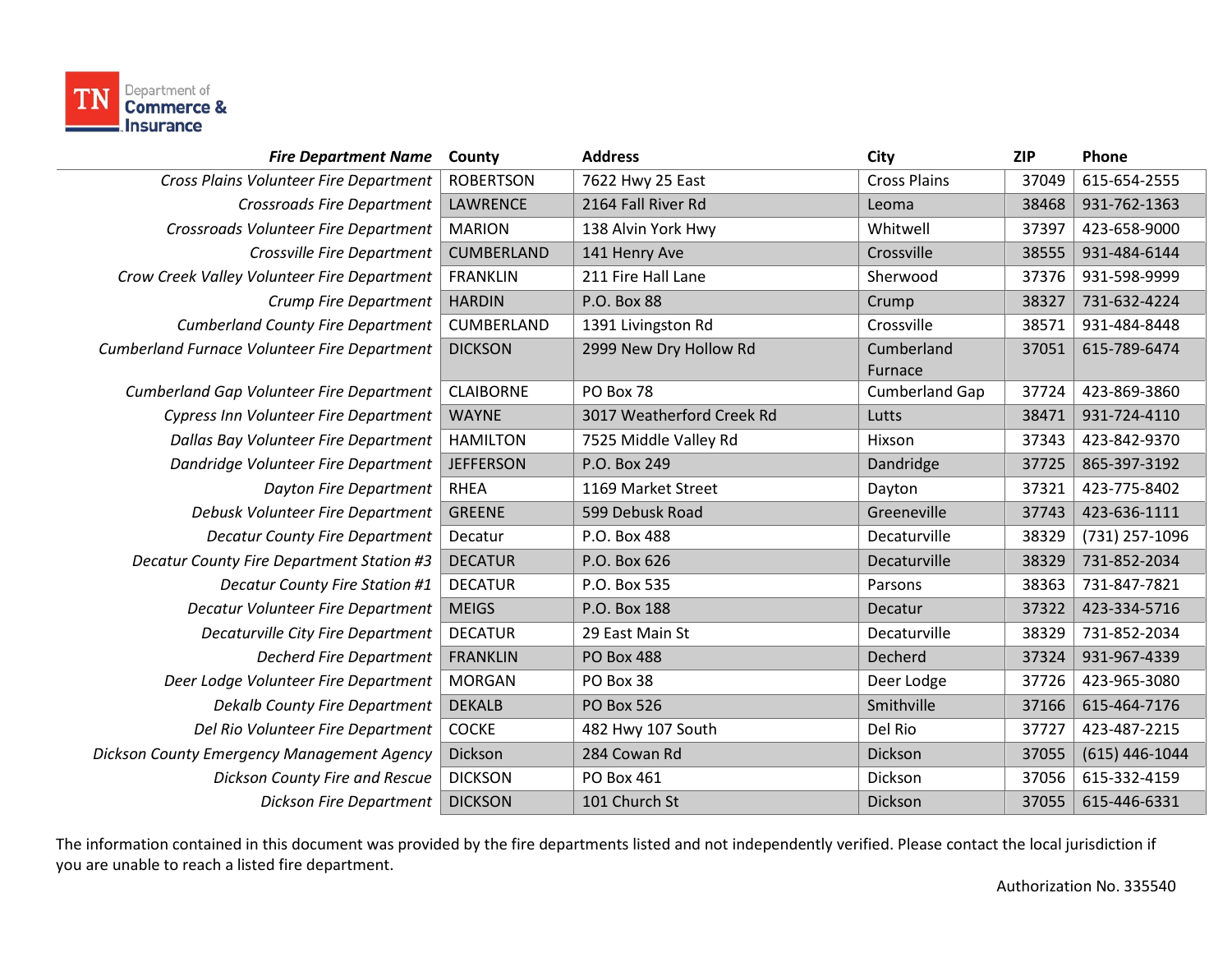| *Fire Department Name* | County | Address | City | ZIP | Phone |
|---|---|---|---|---|---|
| *Cross Plains Volunteer Fire Department* | ROBERTSON | 7622 Hwy 25 East | Cross Plains | 37049 | 615-654-2555 |
| *Crossroads Fire Department* | LAWRENCE | 2164 Fall River Rd | Leoma | 38468 | 931-762-1363 |
| *Crossroads Volunteer Fire Department* | MARION | 138 Alvin York Hwy | Whitwell | 37397 | 423-658-9000 |
| *Crossville Fire Department* | CUMBERLAND | 141 Henry Ave | Crossville | 38555 | 931-484-6144 |
| *Crow Creek Valley Volunteer Fire Department* | FRANKLIN | 211 Fire Hall Lane | Sherwood | 37376 | 931-598-9999 |
| *Crump Fire Department* | HARDIN | P.O. Box 88 | Crump | 38327 | 731-632-4224 |
| *Cumberland County Fire Department* | CUMBERLAND | 1391 Livingston Rd | Crossville | 38571 | 931-484-8448 |
| *Cumberland Furnace Volunteer Fire Department* | DICKSON | 2999 New Dry Hollow Rd | Cumberland Furnace | 37051 | 615-789-6474 |
| *Cumberland Gap Volunteer Fire Department* | CLAIBORNE | PO Box 78 | Cumberland Gap | 37724 | 423-869-3860 |
| *Cypress Inn Volunteer Fire Department* | WAYNE | 3017 Weatherford Creek Rd | Lutts | 38471 | 931-724-4110 |
| *Dallas Bay Volunteer Fire Department* | HAMILTON | 7525 Middle Valley Rd | Hixson | 37343 | 423-842-9370 |
| *Dandridge Volunteer Fire Department* | JEFFERSON | P.O. Box 249 | Dandridge | 37725 | 865-397-3192 |
| *Dayton Fire Department* | RHEA | 1169 Market Street | Dayton | 37321 | 423-775-8402 |
| *Debusk Volunteer Fire Department* | GREENE | 599 Debusk Road | Greeneville | 37743 | 423-636-1111 |
| *Decatur County Fire Department* | Decatur | P.O. Box 488 | Decaturville | 38329 | (731) 257-1096 |
| *Decatur County Fire Department Station #3* | DECATUR | P.O. Box 626 | Decaturville | 38329 | 731-852-2034 |
| *Decatur County Fire Station #1* | DECATUR | P.O. Box 535 | Parsons | 38363 | 731-847-7821 |
| *Decatur Volunteer Fire Department* | MEIGS | P.O. Box 188 | Decatur | 37322 | 423-334-5716 |
| *Decaturville City Fire Department* | DECATUR | 29 East Main St | Decaturville | 38329 | 731-852-2034 |
| *Decherd Fire Department* | FRANKLIN | PO Box 488 | Decherd | 37324 | 931-967-4339 |
| *Deer Lodge Volunteer Fire Department* | MORGAN | PO Box 38 | Deer Lodge | 37726 | 423-965-3080 |
| *Dekalb County Fire Department* | DEKALB | PO Box 526 | Smithville | 37166 | 615-464-7176 |
| *Del Rio Volunteer Fire Department* | COCKE | 482 Hwy 107 South | Del Rio | 37727 | 423-487-2215 |
| *Dickson County Emergency Management Agency* | Dickson | 284 Cowan Rd | Dickson | 37055 | (615) 446-1044 |
| *Dickson County Fire and Rescue* | DICKSON | PO Box 461 | Dickson | 37056 | 615-332-4159 |
| *Dickson Fire Department* | DICKSON | 101 Church St | Dickson | 37055 | 615-446-6331 |

The information contained in this document was provided by the fire departments listed and not independently verified. Please contact the local jurisdiction if you are unable to reach a listed fire department.

Authorization No. 335540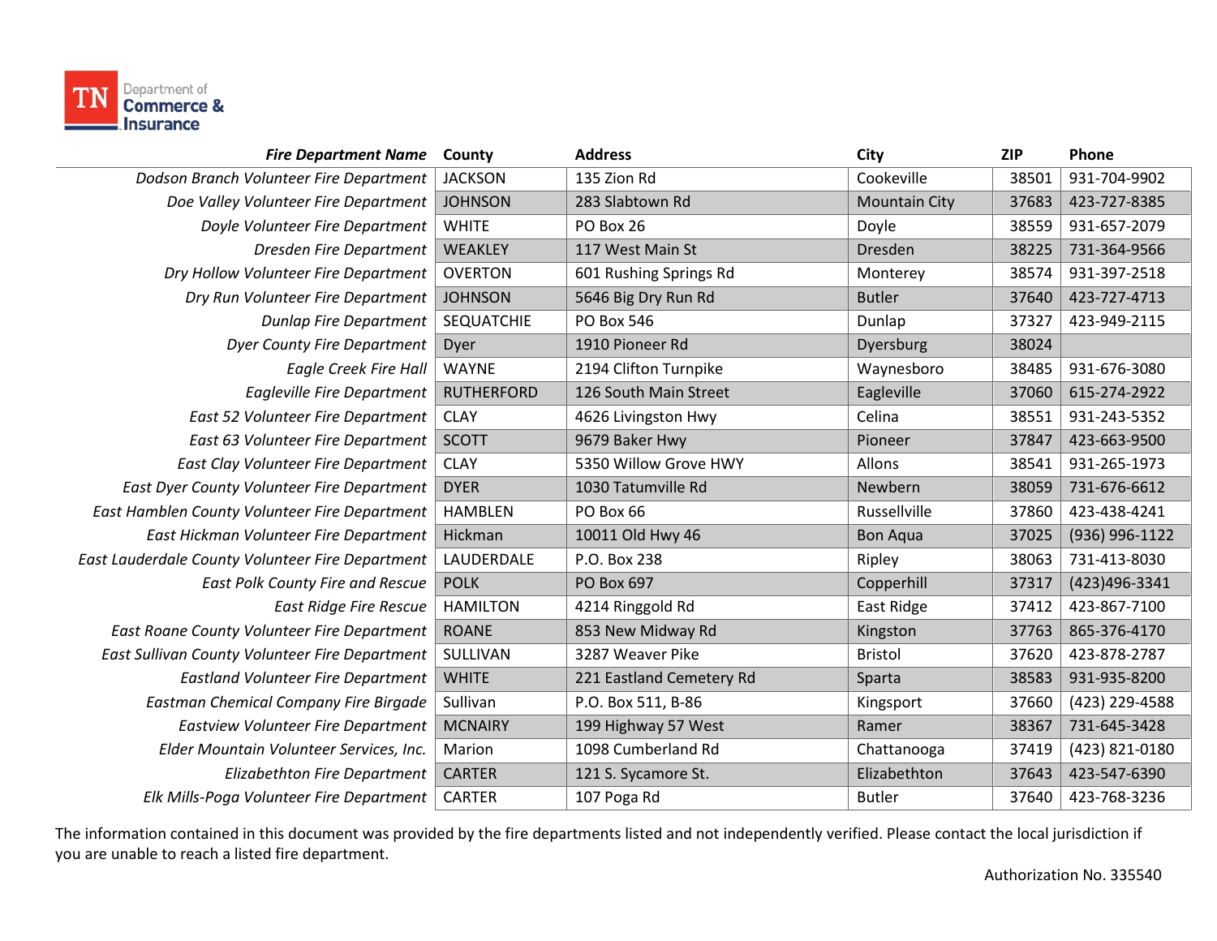| *Fire Department Name* | County | Address | City | ZIP | Phone |
|---|---|---|---|---|---|
| *Dodson Branch Volunteer Fire Department* | JACKSON | 135 Zion Rd | Cookeville | 38501 | 931-704-9902 |
| *Doe Valley Volunteer Fire Department* | JOHNSON | 283 Slabtown Rd | Mountain City | 37683 | 423-727-8385 |
| *Doyle Volunteer Fire Department* | WHITE | PO Box 26 | Doyle | 38559 | 931-657-2079 |
| *Dresden Fire Department* | WEAKLEY | 117 West Main St | Dresden | 38225 | 731-364-9566 |
| *Dry Hollow Volunteer Fire Department* | OVERTON | 601 Rushing Springs Rd | Monterey | 38574 | 931-397-2518 |
| *Dry Run Volunteer Fire Department* | JOHNSON | 5646 Big Dry Run Rd | Butler | 37640 | 423-727-4713 |
| *Dunlap Fire Department* | SEQUATCHIE | PO Box 546 | Dunlap | 37327 | 423-949-2115 |
| *Dyer County Fire Department* | Dyer | 1910 Pioneer Rd | Dyersburg | 38024 | |
| *Eagle Creek Fire Hall* | WAYNE | 2194 Clifton Turnpike | Waynesboro | 38485 | 931-676-3080 |
| *Eagleville Fire Department* | RUTHERFORD | 126 South Main Street | Eagleville | 37060 | 615-274-2922 |
| *East 52 Volunteer Fire Department* | CLAY | 4626 Livingston Hwy | Celina | 38551 | 931-243-5352 |
| *East 63 Volunteer Fire Department* | SCOTT | 9679 Baker Hwy | Pioneer | 37847 | 423-663-9500 |
| *East Clay Volunteer Fire Department* | CLAY | 5350 Willow Grove HWY | Allons | 38541 | 931-265-1973 |
| *East Dyer County Volunteer Fire Department* | DYER | 1030 Tatumville Rd | Newbern | 38059 | 731-676-6612 |
| *East Hamblen County Volunteer Fire Department* | HAMBLEN | PO Box 66 | Russellville | 37860 | 423-438-4241 |
| *East Hickman Volunteer Fire Department* | Hickman | 10011 Old Hwy 46 | Bon Aqua | 37025 | (936) 996-1122 |
| *East Lauderdale County Volunteer Fire Department* | LAUDERDALE | P.O. Box 238 | Ripley | 38063 | 731-413-8030 |
| *East Polk County Fire and Rescue* | POLK | PO Box 697 | Copperhill | 37317 | (423)496-3341 |
| *East Ridge Fire Rescue* | HAMILTON | 4214 Ringgold Rd | East Ridge | 37412 | 423-867-7100 |
| *East Roane County Volunteer Fire Department* | ROANE | 853 New Midway Rd | Kingston | 37763 | 865-376-4170 |
| *East Sullivan County Volunteer Fire Department* | SULLIVAN | 3287 Weaver Pike | Bristol | 37620 | 423-878-2787 |
| *Eastland Volunteer Fire Department* | WHITE | 221 Eastland Cemetery Rd | Sparta | 38583 | 931-935-8200 |
| *Eastman Chemical Company Fire Birgade* | Sullivan | P.O. Box 511, B-86 | Kingsport | 37660 | (423) 229-4588 |
| *Eastview Volunteer Fire Department* | MCNAIRY | 199 Highway 57 West | Ramer | 38367 | 731-645-3428 |
| *Elder Mountain Volunteer Services, Inc.* | Marion | 1098 Cumberland Rd | Chattanooga | 37419 | (423) 821-0180 |
| *Elizabethton Fire Department* | CARTER | 121 S. Sycamore St. | Elizabethton | 37643 | 423-547-6390 |
| *Elk Mills-Poga Volunteer Fire Department* | CARTER | 107 Poga Rd | Butler | 37640 | 423-768-3236 |

The information contained in this document was provided by the fire departments listed and not independently verified. Please contact the local jurisdiction if you are unable to reach a listed fire department.

Authorization No. 335540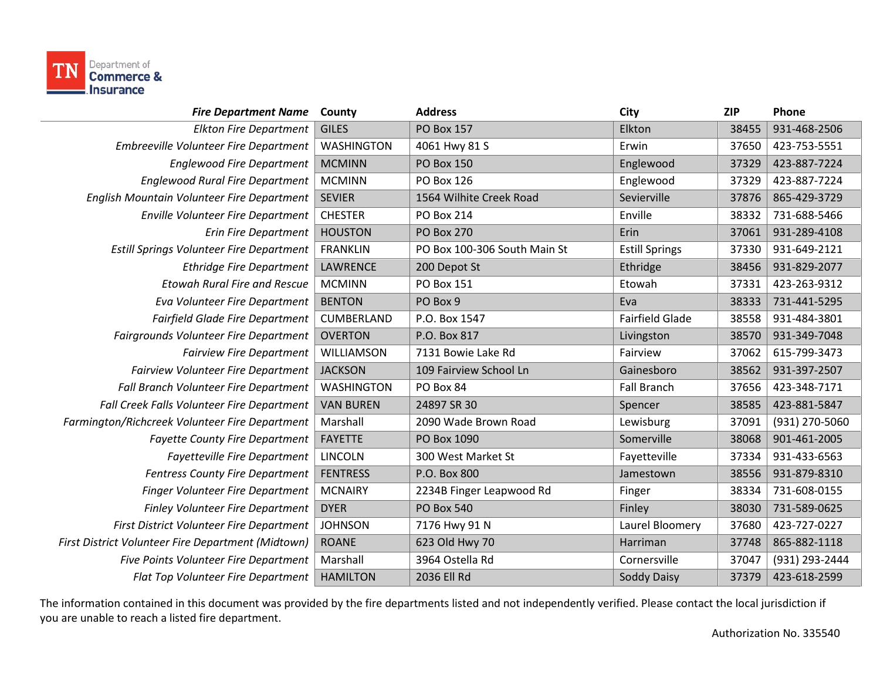| *Fire Department Name* | County | Address | City | ZIP | Phone |
|---|---|---|---|---|---|
| *Elkton Fire Department* | GILES | PO Box 157 | Elkton | 38455 | 931-468-2506 |
| *Embreeville Volunteer Fire Department* | WASHINGTON | 4061 Hwy 81 S | Erwin | 37650 | 423-753-5551 |
| *Englewood Fire Department* | MCMINN | PO Box 150 | Englewood | 37329 | 423-887-7224 |
| *Englewood Rural Fire Department* | MCMINN | PO Box 126 | Englewood | 37329 | 423-887-7224 |
| *English Mountain Volunteer Fire Department* | SEVIER | 1564 Wilhite Creek Road | Sevierville | 37876 | 865-429-3729 |
| *Enville Volunteer Fire Department* | CHESTER | PO Box 214 | Enville | 38332 | 731-688-5466 |
| *Erin Fire Department* | HOUSTON | PO Box 270 | Erin | 37061 | 931-289-4108 |
| *Estill Springs Volunteer Fire Department* | FRANKLIN | PO Box 100-306 South Main St | Estill Springs | 37330 | 931-649-2121 |
| *Ethridge Fire Department* | LAWRENCE | 200 Depot St | Ethridge | 38456 | 931-829-2077 |
| *Etowah Rural Fire and Rescue* | MCMINN | PO Box 151 | Etowah | 37331 | 423-263-9312 |
| *Eva Volunteer Fire Department* | BENTON | PO Box 9 | Eva | 38333 | 731-441-5295 |
| *Fairfield Glade Fire Department* | CUMBERLAND | P.O. Box 1547 | Fairfield Glade | 38558 | 931-484-3801 |
| *Fairgrounds Volunteer Fire Department* | OVERTON | P.O. Box 817 | Livingston | 38570 | 931-349-7048 |
| *Fairview Fire Department* | WILLIAMSON | 7131 Bowie Lake Rd | Fairview | 37062 | 615-799-3473 |
| *Fairview Volunteer Fire Department* | JACKSON | 109 Fairview School Ln | Gainesboro | 38562 | 931-397-2507 |
| *Fall Branch Volunteer Fire Department* | WASHINGTON | PO Box 84 | Fall Branch | 37656 | 423-348-7171 |
| *Fall Creek Falls Volunteer Fire Department* | VAN BUREN | 24897 SR 30 | Spencer | 38585 | 423-881-5847 |
| *Farmington/Richcreek Volunteer Fire Department* | Marshall | 2090 Wade Brown Road | Lewisburg | 37091 | (931) 270-5060 |
| *Fayette County Fire Department* | FAYETTE | PO Box 1090 | Somerville | 38068 | 901-461-2005 |
| *Fayetteville Fire Department* | LINCOLN | 300 West Market St | Fayetteville | 37334 | 931-433-6563 |
| *Fentress County Fire Department* | FENTRESS | P.O. Box 800 | Jamestown | 38556 | 931-879-8310 |
| *Finger Volunteer Fire Department* | MCNAIRY | 2234B Finger Leapwood Rd | Finger | 38334 | 731-608-0155 |
| *Finley Volunteer Fire Department* | DYER | PO Box 540 | Finley | 38030 | 731-589-0625 |
| *First District Volunteer Fire Department* | JOHNSON | 7176 Hwy 91 N | Laurel Bloomery | 37680 | 423-727-0227 |
| *First District Volunteer Fire Department (Midtown)* | ROANE | 623 Old Hwy 70 | Harriman | 37748 | 865-882-1118 |
| *Five Points Volunteer Fire Department* | Marshall | 3964 Ostella Rd | Cornersville | 37047 | (931) 293-2444 |
| *Flat Top Volunteer Fire Department* | HAMILTON | 2036 Ell Rd | Soddy Daisy | 37379 | 423-618-2599 |

The information contained in this document was provided by the fire departments listed and not independently verified. Please contact the local jurisdiction if you are unable to reach a listed fire department.

Authorization No. 335540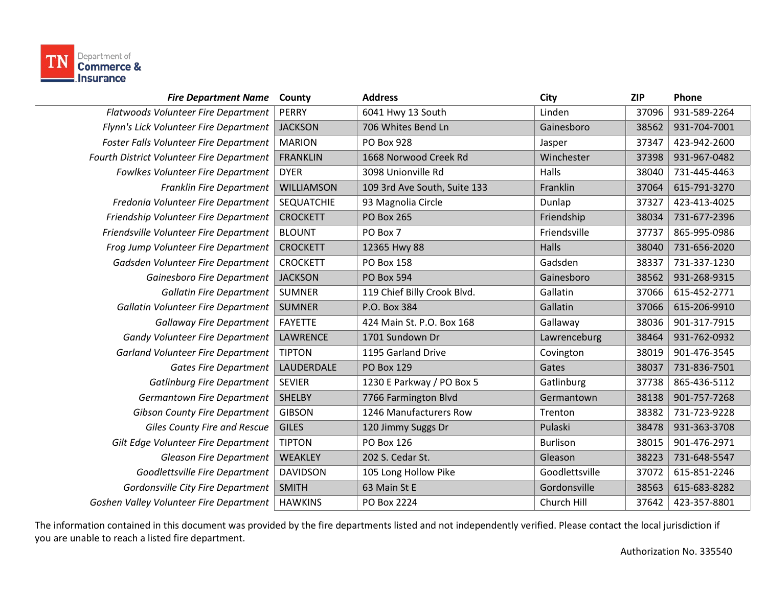| *Fire Department Name* | County | Address | City | ZIP | Phone |
|---|---|---|---|---|---|
| *Flatwoods Volunteer Fire Department* | PERRY | 6041 Hwy 13 South | Linden | 37096 | 931-589-2264 |
| *Flynn's Lick Volunteer Fire Department* | JACKSON | 706 Whites Bend Ln | Gainesboro | 38562 | 931-704-7001 |
| *Foster Falls Volunteer Fire Department* | MARION | PO Box 928 | Jasper | 37347 | 423-942-2600 |
| *Fourth District Volunteer Fire Department* | FRANKLIN | 1668 Norwood Creek Rd | Winchester | 37398 | 931-967-0482 |
| *Fowlkes Volunteer Fire Department* | DYER | 3098 Unionville Rd | Halls | 38040 | 731-445-4463 |
| *Franklin Fire Department* | WILLIAMSON | 109 3rd Ave South, Suite 133 | Franklin | 37064 | 615-791-3270 |
| *Fredonia Volunteer Fire Department* | SEQUATCHIE | 93 Magnolia Circle | Dunlap | 37327 | 423-413-4025 |
| *Friendship Volunteer Fire Department* | CROCKETT | PO Box 265 | Friendship | 38034 | 731-677-2396 |
| *Friendsville Volunteer Fire Department* | BLOUNT | PO Box 7 | Friendsville | 37737 | 865-995-0986 |
| *Frog Jump Volunteer Fire Department* | CROCKETT | 12365 Hwy 88 | Halls | 38040 | 731-656-2020 |
| *Gadsden Volunteer Fire Department* | CROCKETT | PO Box 158 | Gadsden | 38337 | 731-337-1230 |
| *Gainesboro Fire Department* | JACKSON | PO Box 594 | Gainesboro | 38562 | 931-268-9315 |
| *Gallatin Fire Department* | SUMNER | 119 Chief Billy Crook Blvd. | Gallatin | 37066 | 615-452-2771 |
| *Gallatin Volunteer Fire Department* | SUMNER | P.O. Box 384 | Gallatin | 37066 | 615-206-9910 |
| *Gallaway Fire Department* | FAYETTE | 424 Main St. P.O. Box 168 | Gallaway | 38036 | 901-317-7915 |
| *Gandy Volunteer Fire Department* | LAWRENCE | 1701 Sundown Dr | Lawrenceburg | 38464 | 931-762-0932 |
| *Garland Volunteer Fire Department* | TIPTON | 1195 Garland Drive | Covington | 38019 | 901-476-3545 |
| *Gates Fire Department* | LAUDERDALE | PO Box 129 | Gates | 38037 | 731-836-7501 |
| *Gatlinburg Fire Department* | SEVIER | 1230 E Parkway / PO Box 5 | Gatlinburg | 37738 | 865-436-5112 |
| *Germantown Fire Department* | SHELBY | 7766 Farmington Blvd | Germantown | 38138 | 901-757-7268 |
| *Gibson County Fire Department* | GIBSON | 1246 Manufacturers Row | Trenton | 38382 | 731-723-9228 |
| *Giles County Fire and Rescue* | GILES | 120 Jimmy Suggs Dr | Pulaski | 38478 | 931-363-3708 |
| *Gilt Edge Volunteer Fire Department* | TIPTON | PO Box 126 | Burlison | 38015 | 901-476-2971 |
| *Gleason Fire Department* | WEAKLEY | 202 S. Cedar St. | Gleason | 38223 | 731-648-5547 |
| *Goodlettsville Fire Department* | DAVIDSON | 105 Long Hollow Pike | Goodlettsville | 37072 | 615-851-2246 |
| *Gordonsville City Fire Department* | SMITH | 63 Main St E | Gordonsville | 38563 | 615-683-8282 |
| *Goshen Valley Volunteer Fire Department* | HAWKINS | PO Box 2224 | Church Hill | 37642 | 423-357-8801 |

The information contained in this document was provided by the fire departments listed and not independently verified. Please contact the local jurisdiction if you are unable to reach a listed fire department.

Authorization No. 335540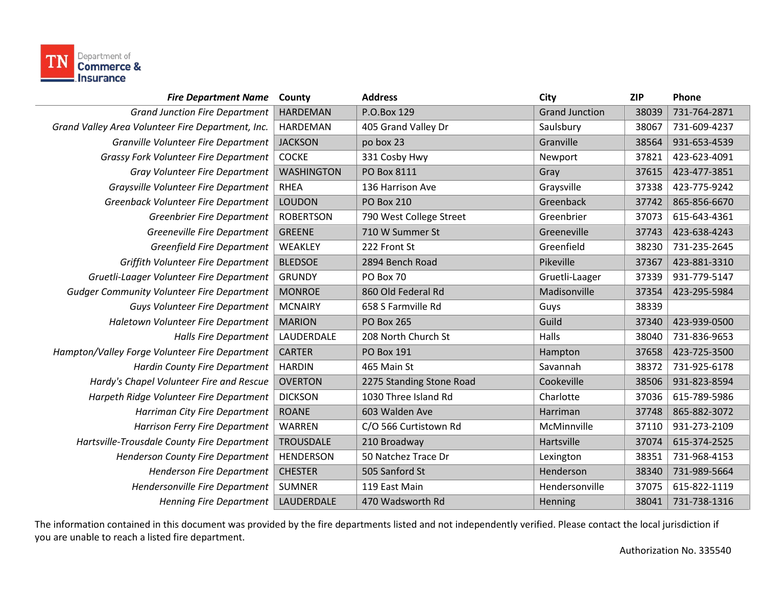TN Department of Commerce & Insurance

| *Fire Department Name* | County | Address | City | ZIP | Phone |
|---|---|---|---|---|---|
| *Grand Junction Fire Department* | HARDEMAN | P.O.Box 129 | Grand Junction | 38039 | 731-764-2871 |
| *Grand Valley Area Volunteer Fire Department, Inc.* | HARDEMAN | 405 Grand Valley Dr | Saulsbury | 38067 | 731-609-4237 |
| *Granville Volunteer Fire Department* | JACKSON | po box 23 | Granville | 38564 | 931-653-4539 |
| *Grassy Fork Volunteer Fire Department* | COCKE | 331 Cosby Hwy | Newport | 37821 | 423-623-4091 |
| *Gray Volunteer Fire Department* | WASHINGTON | PO Box 8111 | Gray | 37615 | 423-477-3851 |
| *Graysville Volunteer Fire Department* | RHEA | 136 Harrison Ave | Graysville | 37338 | 423-775-9242 |
| *Greenback Volunteer Fire Department* | LOUDON | PO Box 210 | Greenback | 37742 | 865-856-6670 |
| *Greenbrier Fire Department* | ROBERTSON | 790 West College Street | Greenbrier | 37073 | 615-643-4361 |
| *Greeneville Fire Department* | GREENE | 710 W Summer St | Greeneville | 37743 | 423-638-4243 |
| *Greenfield Fire Department* | WEAKLEY | 222 Front St | Greenfield | 38230 | 731-235-2645 |
| *Griffith Volunteer Fire Department* | BLEDSOE | 2894 Bench Road | Pikeville | 37367 | 423-881-3310 |
| *Gruetli-Laager Volunteer Fire Department* | GRUNDY | PO Box 70 | Gruetli-Laager | 37339 | 931-779-5147 |
| *Gudger Community Volunteer Fire Department* | MONROE | 860 Old Federal Rd | Madisonville | 37354 | 423-295-5984 |
| *Guys Volunteer Fire Department* | MCNAIRY | 658 S Farmville Rd | Guys | 38339 | |
| *Haletown Volunteer Fire Department* | MARION | PO Box 265 | Guild | 37340 | 423-939-0500 |
| *Halls Fire Department* | LAUDERDALE | 208 North Church St | Halls | 38040 | 731-836-9653 |
| *Hampton/Valley Forge Volunteer Fire Department* | CARTER | PO Box 191 | Hampton | 37658 | 423-725-3500 |
| *Hardin County Fire Department* | HARDIN | 465 Main St | Savannah | 38372 | 731-925-6178 |
| *Hardy's Chapel Volunteer Fire and Rescue* | OVERTON | 2275 Standing Stone Road | Cookeville | 38506 | 931-823-8594 |
| *Harpeth Ridge Volunteer Fire Department* | DICKSON | 1030 Three Island Rd | Charlotte | 37036 | 615-789-5986 |
| *Harriman City Fire Department* | ROANE | 603 Walden Ave | Harriman | 37748 | 865-882-3072 |
| *Harrison Ferry Fire Department* | WARREN | C/O 566 Curtistown Rd | McMinnville | 37110 | 931-273-2109 |
| *Hartsville-Trousdale County Fire Department* | TROUSDALE | 210 Broadway | Hartsville | 37074 | 615-374-2525 |
| *Henderson County Fire Department* | HENDERSON | 50 Natchez Trace Dr | Lexington | 38351 | 731-968-4153 |
| *Henderson Fire Department* | CHESTER | 505 Sanford St | Henderson | 38340 | 731-989-5664 |
| *Hendersonville Fire Department* | SUMNER | 119 East Main | Hendersonville | 37075 | 615-822-1119 |
| *Henning Fire Department* | LAUDERDALE | 470 Wadsworth Rd | Henning | 38041 | 731-738-1316 |

The information contained in this document was provided by the fire departments listed and not independently verified. Please contact the local jurisdiction if you are unable to reach a listed fire department.

Authorization No. 335540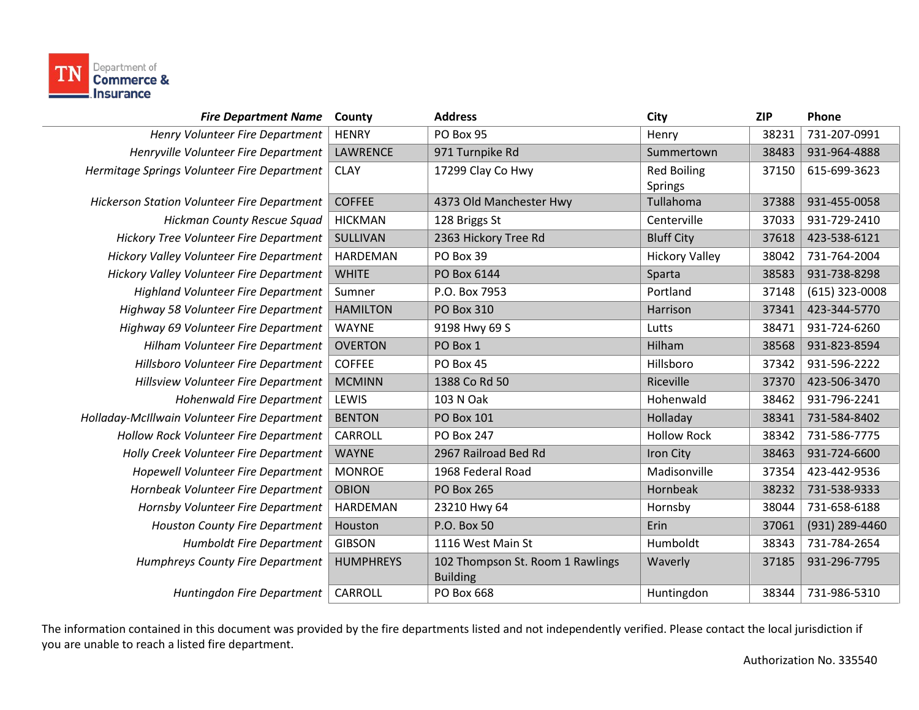| *Fire Department Name* | County | Address | City | ZIP | Phone |
|---|---|---|---|---|---|
| *Henry Volunteer Fire Department* | HENRY | PO Box 95 | Henry | 38231 | 731-207-0991 |
| *Henryville Volunteer Fire Department* | LAWRENCE | 971 Turnpike Rd | Summertown | 38483 | 931-964-4888 |
| *Hermitage Springs Volunteer Fire Department* | CLAY | 17299 Clay Co Hwy | Red Boiling Springs | 37150 | 615-699-3623 |
| *Hickerson Station Volunteer Fire Department* | COFFEE | 4373 Old Manchester Hwy | Tullahoma | 37388 | 931-455-0058 |
| *Hickman County Rescue Squad* | HICKMAN | 128 Briggs St | Centerville | 37033 | 931-729-2410 |
| *Hickory Tree Volunteer Fire Department* | SULLIVAN | 2363 Hickory Tree Rd | Bluff City | 37618 | 423-538-6121 |
| *Hickory Valley Volunteer Fire Department* | HARDEMAN | PO Box 39 | Hickory Valley | 38042 | 731-764-2004 |
| *Hickory Valley Volunteer Fire Department* | WHITE | PO Box 6144 | Sparta | 38583 | 931-738-8298 |
| *Highland Volunteer Fire Department* | Sumner | P.O. Box 7953 | Portland | 37148 | (615) 323-0008 |
| *Highway 58 Volunteer Fire Department* | HAMILTON | PO Box 310 | Harrison | 37341 | 423-344-5770 |
| *Highway 69 Volunteer Fire Department* | WAYNE | 9198 Hwy 69 S | Lutts | 38471 | 931-724-6260 |
| *Hilham Volunteer Fire Department* | OVERTON | PO Box 1 | Hilham | 38568 | 931-823-8594 |
| *Hillsboro Volunteer Fire Department* | COFFEE | PO Box 45 | Hillsboro | 37342 | 931-596-2222 |
| *Hillsview Volunteer Fire Department* | MCMINN | 1388 Co Rd 50 | Riceville | 37370 | 423-506-3470 |
| *Hohenwald Fire Department* | LEWIS | 103 N Oak | Hohenwald | 38462 | 931-796-2241 |
| *Holladay-McIllwain Volunteer Fire Department* | BENTON | PO Box 101 | Holladay | 38341 | 731-584-8402 |
| *Hollow Rock Volunteer Fire Department* | CARROLL | PO Box 247 | Hollow Rock | 38342 | 731-586-7775 |
| *Holly Creek Volunteer Fire Department* | WAYNE | 2967 Railroad Bed Rd | Iron City | 38463 | 931-724-6600 |
| *Hopewell Volunteer Fire Department* | MONROE | 1968 Federal Road | Madisonville | 37354 | 423-442-9536 |
| *Hornbeak Volunteer Fire Department* | OBION | PO Box 265 | Hornbeak | 38232 | 731-538-9333 |
| *Hornsby Volunteer Fire Department* | HARDEMAN | 23210 Hwy 64 | Hornsby | 38044 | 731-658-6188 |
| *Houston County Fire Department* | Houston | P.O. Box 50 | Erin | 37061 | (931) 289-4460 |
| *Humboldt Fire Department* | GIBSON | 1116 West Main St | Humboldt | 38343 | 731-784-2654 |
| *Humphreys County Fire Department* | HUMPHREYS | 102 Thompson St. Room 1 Rawlings Building | Waverly | 37185 | 931-296-7795 |
| *Huntingdon Fire Department* | CARROLL | PO Box 668 | Huntingdon | 38344 | 731-986-5310 |

The information contained in this document was provided by the fire departments listed and not independently verified. Please contact the local jurisdiction if you are unable to reach a listed fire department.

Authorization No. 335540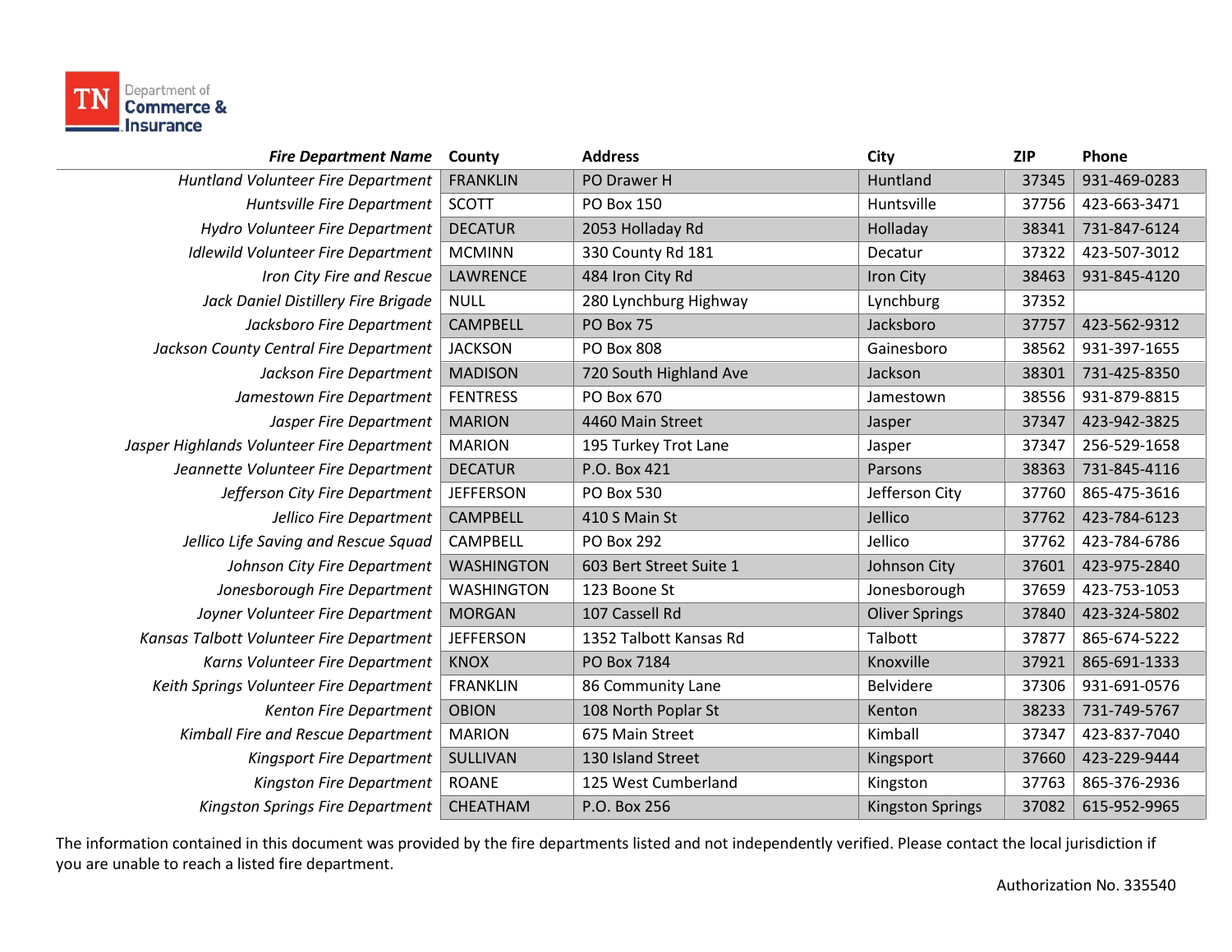| *Fire Department Name* | County | Address | City | ZIP | Phone |
|---|---|---|---|---|---|
| *Huntland Volunteer Fire Department* | FRANKLIN | PO Drawer H | Huntland | 37345 | 931-469-0283 |
| *Huntsville Fire Department* | SCOTT | PO Box 150 | Huntsville | 37756 | 423-663-3471 |
| *Hydro Volunteer Fire Department* | DECATUR | 2053 Holladay Rd | Holladay | 38341 | 731-847-6124 |
| *Idlewild Volunteer Fire Department* | MCMINN | 330 County Rd 181 | Decatur | 37322 | 423-507-3012 |
| *Iron City Fire and Rescue* | LAWRENCE | 484 Iron City Rd | Iron City | 38463 | 931-845-4120 |
| *Jack Daniel Distillery Fire Brigade* | NULL | 280 Lynchburg Highway | Lynchburg | 37352 | |
| *Jacksboro Fire Department* | CAMPBELL | PO Box 75 | Jacksboro | 37757 | 423-562-9312 |
| *Jackson County Central Fire Department* | JACKSON | PO Box 808 | Gainesboro | 38562 | 931-397-1655 |
| *Jackson Fire Department* | MADISON | 720 South Highland Ave | Jackson | 38301 | 731-425-8350 |
| *Jamestown Fire Department* | FENTRESS | PO Box 670 | Jamestown | 38556 | 931-879-8815 |
| *Jasper Fire Department* | MARION | 4460 Main Street | Jasper | 37347 | 423-942-3825 |
| *Jasper Highlands Volunteer Fire Department* | MARION | 195 Turkey Trot Lane | Jasper | 37347 | 256-529-1658 |
| *Jeannette Volunteer Fire Department* | DECATUR | P.O. Box 421 | Parsons | 38363 | 731-845-4116 |
| *Jefferson City Fire Department* | JEFFERSON | PO Box 530 | Jefferson City | 37760 | 865-475-3616 |
| *Jellico Fire Department* | CAMPBELL | 410 S Main St | Jellico | 37762 | 423-784-6123 |
| *Jellico Life Saving and Rescue Squad* | CAMPBELL | PO Box 292 | Jellico | 37762 | 423-784-6786 |
| *Johnson City Fire Department* | WASHINGTON | 603 Bert Street Suite 1 | Johnson City | 37601 | 423-975-2840 |
| *Jonesborough Fire Department* | WASHINGTON | 123 Boone St | Jonesborough | 37659 | 423-753-1053 |
| *Joyner Volunteer Fire Department* | MORGAN | 107 Cassell Rd | Oliver Springs | 37840 | 423-324-5802 |
| *Kansas Talbott Volunteer Fire Department* | JEFFERSON | 1352 Talbott Kansas Rd | Talbott | 37877 | 865-674-5222 |
| *Karns Volunteer Fire Department* | KNOX | PO Box 7184 | Knoxville | 37921 | 865-691-1333 |
| *Keith Springs Volunteer Fire Department* | FRANKLIN | 86 Community Lane | Belvidere | 37306 | 931-691-0576 |
| *Kenton Fire Department* | OBION | 108 North Poplar St | Kenton | 38233 | 731-749-5767 |
| *Kimball Fire and Rescue Department* | MARION | 675 Main Street | Kimball | 37347 | 423-837-7040 |
| *Kingsport Fire Department* | SULLIVAN | 130 Island Street | Kingsport | 37660 | 423-229-9444 |
| *Kingston Fire Department* | ROANE | 125 West Cumberland | Kingston | 37763 | 865-376-2936 |
| *Kingston Springs Fire Department* | CHEATHAM | P.O. Box 256 | Kingston Springs | 37082 | 615-952-9965 |

The information contained in this document was provided by the fire departments listed and not independently verified. Please contact the local jurisdiction if you are unable to reach a listed fire department.

Authorization No. 335540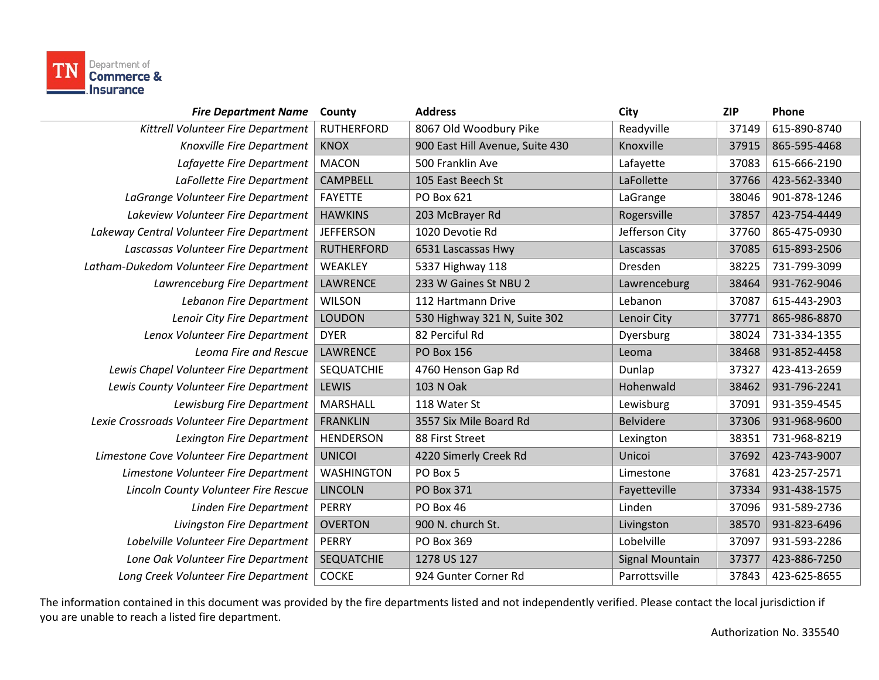| *Fire Department Name* | County | Address | City | ZIP | Phone |
|---|---|---|---|---|---|
| *Kittrell Volunteer Fire Department* | RUTHERFORD | 8067 Old Woodbury Pike | Readyville | 37149 | 615-890-8740 |
| *Knoxville Fire Department* | KNOX | 900 East Hill Avenue, Suite 430 | Knoxville | 37915 | 865-595-4468 |
| *Lafayette Fire Department* | MACON | 500 Franklin Ave | Lafayette | 37083 | 615-666-2190 |
| *LaFollette Fire Department* | CAMPBELL | 105 East Beech St | LaFollette | 37766 | 423-562-3340 |
| *LaGrange Volunteer Fire Department* | FAYETTE | PO Box 621 | LaGrange | 38046 | 901-878-1246 |
| *Lakeview Volunteer Fire Department* | HAWKINS | 203 McBrayer Rd | Rogersville | 37857 | 423-754-4449 |
| *Lakeway Central Volunteer Fire Department* | JEFFERSON | 1020 Devotie Rd | Jefferson City | 37760 | 865-475-0930 |
| *Lascassas Volunteer Fire Department* | RUTHERFORD | 6531 Lascassas Hwy | Lascassas | 37085 | 615-893-2506 |
| *Latham-Dukedom Volunteer Fire Department* | WEAKLEY | 5337 Highway 118 | Dresden | 38225 | 731-799-3099 |
| *Lawrenceburg Fire Department* | LAWRENCE | 233 W Gaines St NBU 2 | Lawrenceburg | 38464 | 931-762-9046 |
| *Lebanon Fire Department* | WILSON | 112 Hartmann Drive | Lebanon | 37087 | 615-443-2903 |
| *Lenoir City Fire Department* | LOUDON | 530 Highway 321 N, Suite 302 | Lenoir City | 37771 | 865-986-8870 |
| *Lenox Volunteer Fire Department* | DYER | 82 Perciful Rd | Dyersburg | 38024 | 731-334-1355 |
| *Leoma Fire and Rescue* | LAWRENCE | PO Box 156 | Leoma | 38468 | 931-852-4458 |
| *Lewis Chapel Volunteer Fire Department* | SEQUATCHIE | 4760 Henson Gap Rd | Dunlap | 37327 | 423-413-2659 |
| *Lewis County Volunteer Fire Department* | LEWIS | 103 N Oak | Hohenwald | 38462 | 931-796-2241 |
| *Lewisburg Fire Department* | MARSHALL | 118 Water St | Lewisburg | 37091 | 931-359-4545 |
| *Lexie Crossroads Volunteer Fire Department* | FRANKLIN | 3557 Six Mile Board Rd | Belvidere | 37306 | 931-968-9600 |
| *Lexington Fire Department* | HENDERSON | 88 First Street | Lexington | 38351 | 731-968-8219 |
| *Limestone Cove Volunteer Fire Department* | UNICOI | 4220 Simerly Creek Rd | Unicoi | 37692 | 423-743-9007 |
| *Limestone Volunteer Fire Department* | WASHINGTON | PO Box 5 | Limestone | 37681 | 423-257-2571 |
| *Lincoln County Volunteer Fire Rescue* | LINCOLN | PO Box 371 | Fayetteville | 37334 | 931-438-1575 |
| *Linden Fire Department* | PERRY | PO Box 46 | Linden | 37096 | 931-589-2736 |
| *Livingston Fire Department* | OVERTON | 900 N. church St. | Livingston | 38570 | 931-823-6496 |
| *Lobelville Volunteer Fire Department* | PERRY | PO Box 369 | Lobelville | 37097 | 931-593-2286 |
| *Lone Oak Volunteer Fire Department* | SEQUATCHIE | 1278 US 127 | Signal Mountain | 37377 | 423-886-7250 |
| *Long Creek Volunteer Fire Department* | COCKE | 924 Gunter Corner Rd | Parrottsville | 37843 | 423-625-8655 |

The information contained in this document was provided by the fire departments listed and not independently verified. Please contact the local jurisdiction if you are unable to reach a listed fire department.

Authorization No. 335540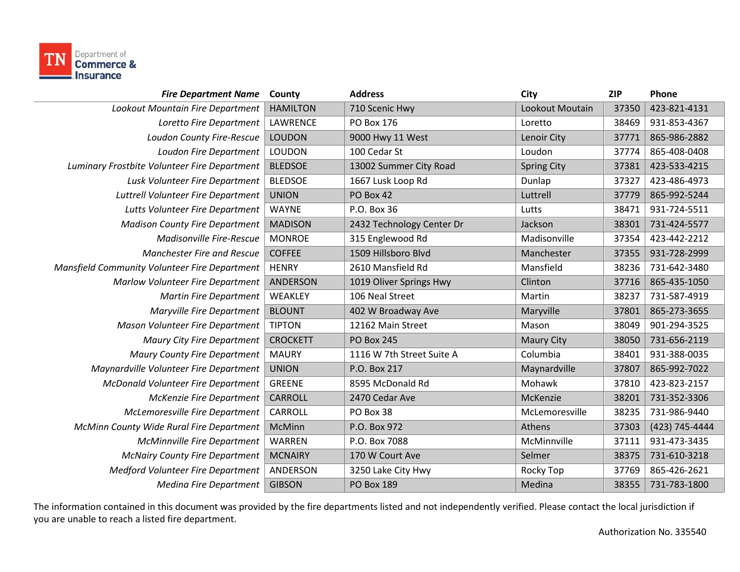| *Fire Department Name* | County | Address | City | ZIP | Phone |
|---|---|---|---|---|---|
| *Lookout Mountain Fire Department* | HAMILTON | 710 Scenic Hwy | Lookout Moutain | 37350 | 423-821-4131 |
| *Loretto Fire Department* | LAWRENCE | PO Box 176 | Loretto | 38469 | 931-853-4367 |
| *Loudon County Fire-Rescue* | LOUDON | 9000 Hwy 11 West | Lenoir City | 37771 | 865-986-2882 |
| *Loudon Fire Department* | LOUDON | 100 Cedar St | Loudon | 37774 | 865-408-0408 |
| *Luminary Frostbite Volunteer Fire Department* | BLEDSOE | 13002 Summer City Road | Spring City | 37381 | 423-533-4215 |
| *Lusk Volunteer Fire Department* | BLEDSOE | 1667 Lusk Loop Rd | Dunlap | 37327 | 423-486-4973 |
| *Luttrell Volunteer Fire Department* | UNION | PO Box 42 | Luttrell | 37779 | 865-992-5244 |
| *Lutts Volunteer Fire Department* | WAYNE | P.O. Box 36 | Lutts | 38471 | 931-724-5511 |
| *Madison County Fire Department* | MADISON | 2432 Technology Center Dr | Jackson | 38301 | 731-424-5577 |
| *Madisonville Fire-Rescue* | MONROE | 315 Englewood Rd | Madisonville | 37354 | 423-442-2212 |
| *Manchester Fire and Rescue* | COFFEE | 1509 Hillsboro Blvd | Manchester | 37355 | 931-728-2999 |
| *Mansfield Community Volunteer Fire Department* | HENRY | 2610 Mansfield Rd | Mansfield | 38236 | 731-642-3480 |
| *Marlow Volunteer Fire Department* | ANDERSON | 1019 Oliver Springs Hwy | Clinton | 37716 | 865-435-1050 |
| *Martin Fire Department* | WEAKLEY | 106 Neal Street | Martin | 38237 | 731-587-4919 |
| *Maryville Fire Department* | BLOUNT | 402 W Broadway Ave | Maryville | 37801 | 865-273-3655 |
| *Mason Volunteer Fire Department* | TIPTON | 12162 Main Street | Mason | 38049 | 901-294-3525 |
| *Maury City Fire Department* | CROCKETT | PO Box 245 | Maury City | 38050 | 731-656-2119 |
| *Maury County Fire Department* | MAURY | 1116 W 7th Street Suite A | Columbia | 38401 | 931-388-0035 |
| *Maynardville Volunteer Fire Department* | UNION | P.O. Box 217 | Maynardville | 37807 | 865-992-7022 |
| *McDonald Volunteer Fire Department* | GREENE | 8595 McDonald Rd | Mohawk | 37810 | 423-823-2157 |
| *McKenzie Fire Department* | CARROLL | 2470 Cedar Ave | McKenzie | 38201 | 731-352-3306 |
| *McLemoresville Fire Department* | CARROLL | PO Box 38 | McLemoresville | 38235 | 731-986-9440 |
| *McMinn County Wide Rural Fire Department* | McMinn | P.O. Box 972 | Athens | 37303 | (423) 745-4444 |
| *McMinnville Fire Department* | WARREN | P.O. Box 7088 | McMinnville | 37111 | 931-473-3435 |
| *McNairy County Fire Department* | MCNAIRY | 170 W Court Ave | Selmer | 38375 | 731-610-3218 |
| *Medford Volunteer Fire Department* | ANDERSON | 3250 Lake City Hwy | Rocky Top | 37769 | 865-426-2621 |
| *Medina Fire Department* | GIBSON | PO Box 189 | Medina | 38355 | 731-783-1800 |

The information contained in this document was provided by the fire departments listed and not independently verified. Please contact the local jurisdiction if you are unable to reach a listed fire department.

Authorization No. 335540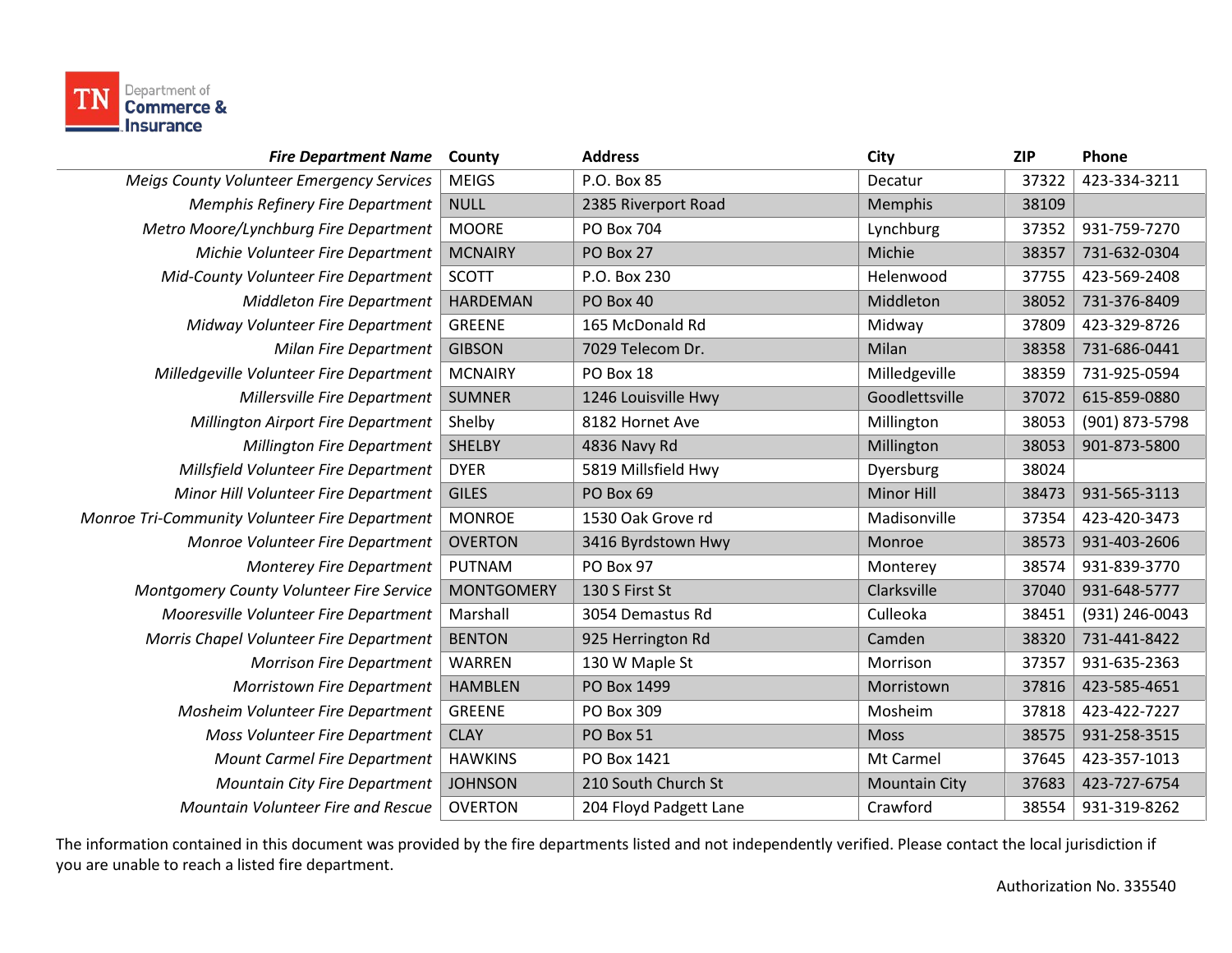| *Fire Department Name* | County | Address | City | ZIP | Phone |
|---|---|---|---|---|---|
| *Meigs County Volunteer Emergency Services* | MEIGS | P.O. Box 85 | Decatur | 37322 | 423-334-3211 |
| *Memphis Refinery Fire Department* | NULL | 2385 Riverport Road | Memphis | 38109 | |
| *Metro Moore/Lynchburg Fire Department* | MOORE | PO Box 704 | Lynchburg | 37352 | 931-759-7270 |
| *Michie Volunteer Fire Department* | MCNAIRY | PO Box 27 | Michie | 38357 | 731-632-0304 |
| *Mid-County Volunteer Fire Department* | SCOTT | P.O. Box 230 | Helenwood | 37755 | 423-569-2408 |
| *Middleton Fire Department* | HARDEMAN | PO Box 40 | Middleton | 38052 | 731-376-8409 |
| *Midway Volunteer Fire Department* | GREENE | 165 McDonald Rd | Midway | 37809 | 423-329-8726 |
| *Milan Fire Department* | GIBSON | 7029 Telecom Dr. | Milan | 38358 | 731-686-0441 |
| *Milledgeville Volunteer Fire Department* | MCNAIRY | PO Box 18 | Milledgeville | 38359 | 731-925-0594 |
| *Millersville Fire Department* | SUMNER | 1246 Louisville Hwy | Goodlettsville | 37072 | 615-859-0880 |
| *Millington Airport Fire Department* | Shelby | 8182 Hornet Ave | Millington | 38053 | (901) 873-5798 |
| *Millington Fire Department* | SHELBY | 4836 Navy Rd | Millington | 38053 | 901-873-5800 |
| *Millsfield Volunteer Fire Department* | DYER | 5819 Millsfield Hwy | Dyersburg | 38024 | |
| *Minor Hill Volunteer Fire Department* | GILES | PO Box 69 | Minor Hill | 38473 | 931-565-3113 |
| *Monroe Tri-Community Volunteer Fire Department* | MONROE | 1530 Oak Grove rd | Madisonville | 37354 | 423-420-3473 |
| *Monroe Volunteer Fire Department* | OVERTON | 3416 Byrdstown Hwy | Monroe | 38573 | 931-403-2606 |
| *Monterey Fire Department* | PUTNAM | PO Box 97 | Monterey | 38574 | 931-839-3770 |
| *Montgomery County Volunteer Fire Service* | MONTGOMERY | 130 S First St | Clarksville | 37040 | 931-648-5777 |
| *Mooresville Volunteer Fire Department* | Marshall | 3054 Demastus Rd | Culleoka | 38451 | (931) 246-0043 |
| *Morris Chapel Volunteer Fire Department* | BENTON | 925 Herrington Rd | Camden | 38320 | 731-441-8422 |
| *Morrison Fire Department* | WARREN | 130 W Maple St | Morrison | 37357 | 931-635-2363 |
| *Morristown Fire Department* | HAMBLEN | PO Box 1499 | Morristown | 37816 | 423-585-4651 |
| *Mosheim Volunteer Fire Department* | GREENE | PO Box 309 | Mosheim | 37818 | 423-422-7227 |
| *Moss Volunteer Fire Department* | CLAY | PO Box 51 | Moss | 38575 | 931-258-3515 |
| *Mount Carmel Fire Department* | HAWKINS | PO Box 1421 | Mt Carmel | 37645 | 423-357-1013 |
| *Mountain City Fire Department* | JOHNSON | 210 South Church St | Mountain City | 37683 | 423-727-6754 |
| *Mountain Volunteer Fire and Rescue* | OVERTON | 204 Floyd Padgett Lane | Crawford | 38554 | 931-319-8262 |

The information contained in this document was provided by the fire departments listed and not independently verified. Please contact the local jurisdiction if you are unable to reach a listed fire department.

Authorization No. 335540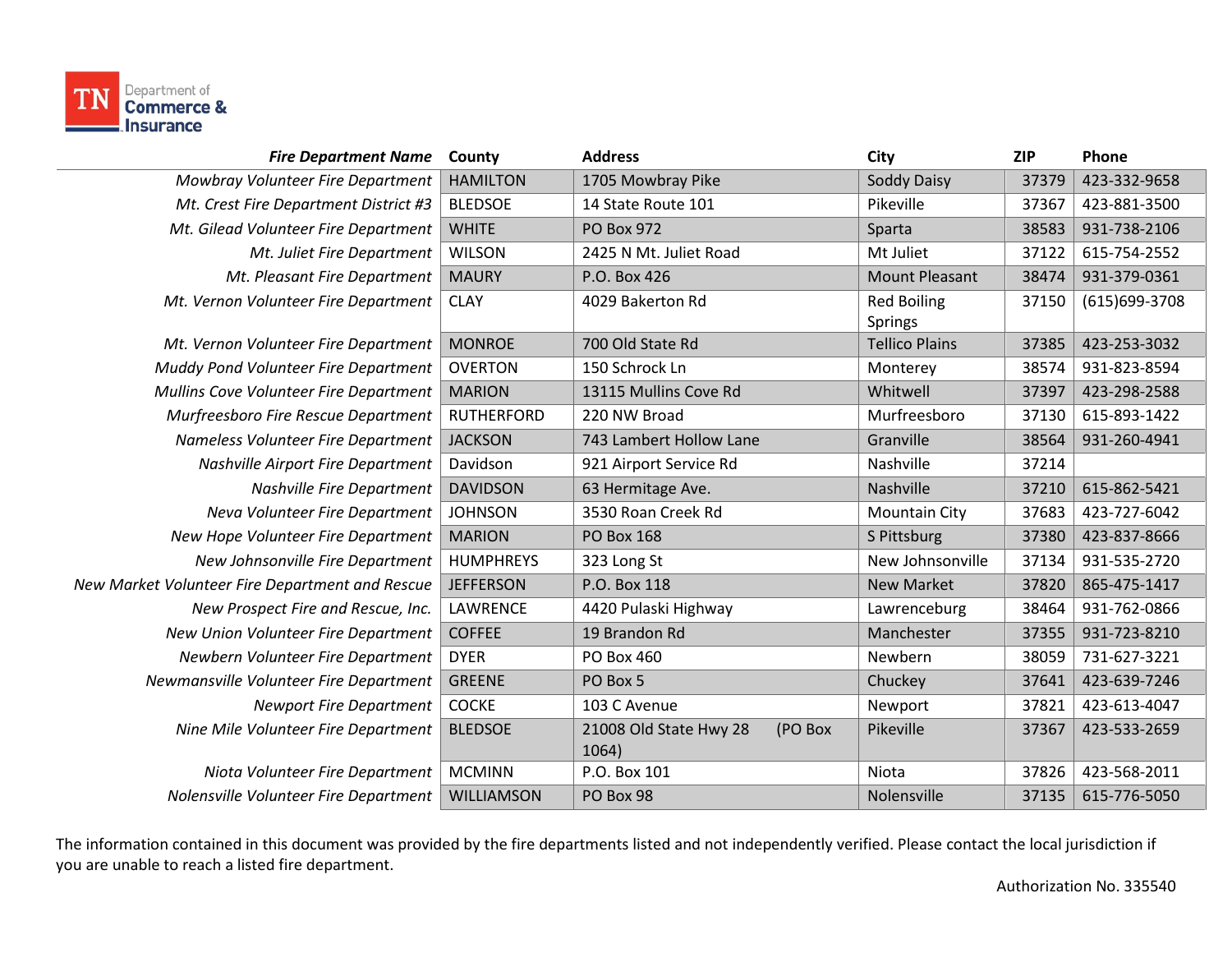| *Fire Department Name* | County | Address | City | ZIP | Phone |
|---|---|---|---|---|---|
| *Mowbray Volunteer Fire Department* | HAMILTON | 1705 Mowbray Pike | Soddy Daisy | 37379 | 423-332-9658 |
| *Mt. Crest Fire Department District #3* | BLEDSOE | 14 State Route 101 | Pikeville | 37367 | 423-881-3500 |
| *Mt. Gilead Volunteer Fire Department* | WHITE | PO Box 972 | Sparta | 38583 | 931-738-2106 |
| *Mt. Juliet Fire Department* | WILSON | 2425 N Mt. Juliet Road | Mt Juliet | 37122 | 615-754-2552 |
| *Mt. Pleasant Fire Department* | MAURY | P.O. Box 426 | Mount Pleasant | 38474 | 931-379-0361 |
| *Mt. Vernon Volunteer Fire Department* | CLAY | 4029 Bakerton Rd | Red Boiling Springs | 37150 | (615)699-3708 |
| *Mt. Vernon Volunteer Fire Department* | MONROE | 700 Old State Rd | Tellico Plains | 37385 | 423-253-3032 |
| *Muddy Pond Volunteer Fire Department* | OVERTON | 150 Schrock Ln | Monterey | 38574 | 931-823-8594 |
| *Mullins Cove Volunteer Fire Department* | MARION | 13115 Mullins Cove Rd | Whitwell | 37397 | 423-298-2588 |
| *Murfreesboro Fire Rescue Department* | RUTHERFORD | 220 NW Broad | Murfreesboro | 37130 | 615-893-1422 |
| *Nameless Volunteer Fire Department* | JACKSON | 743 Lambert Hollow Lane | Granville | 38564 | 931-260-4941 |
| *Nashville Airport Fire Department* | Davidson | 921 Airport Service Rd | Nashville | 37214 | |
| *Nashville Fire Department* | DAVIDSON | 63 Hermitage Ave. | Nashville | 37210 | 615-862-5421 |
| *Neva Volunteer Fire Department* | JOHNSON | 3530 Roan Creek Rd | Mountain City | 37683 | 423-727-6042 |
| *New Hope Volunteer Fire Department* | MARION | PO Box 168 | S Pittsburg | 37380 | 423-837-8666 |
| *New Johnsonville Fire Department* | HUMPHREYS | 323 Long St | New Johnsonville | 37134 | 931-535-2720 |
| *New Market Volunteer Fire Department and Rescue* | JEFFERSON | P.O. Box 118 | New Market | 37820 | 865-475-1417 |
| *New Prospect Fire and Rescue, Inc.* | LAWRENCE | 4420 Pulaski Highway | Lawrenceburg | 38464 | 931-762-0866 |
| *New Union Volunteer Fire Department* | COFFEE | 19 Brandon Rd | Manchester | 37355 | 931-723-8210 |
| *Newbern Volunteer Fire Department* | DYER | PO Box 460 | Newbern | 38059 | 731-627-3221 |
| *Newmansville Volunteer Fire Department* | GREENE | PO Box 5 | Chuckey | 37641 | 423-639-7246 |
| *Newport Fire Department* | COCKE | 103 C Avenue | Newport | 37821 | 423-613-4047 |
| *Nine Mile Volunteer Fire Department* | BLEDSOE | 21008 Old State Hwy 28 (PO Box 1064) | Pikeville | 37367 | 423-533-2659 |
| *Niota Volunteer Fire Department* | MCMINN | P.O. Box 101 | Niota | 37826 | 423-568-2011 |
| *Nolensville Volunteer Fire Department* | WILLIAMSON | PO Box 98 | Nolensville | 37135 | 615-776-5050 |

The information contained in this document was provided by the fire departments listed and not independently verified. Please contact the local jurisdiction if you are unable to reach a listed fire department.

Authorization No. 335540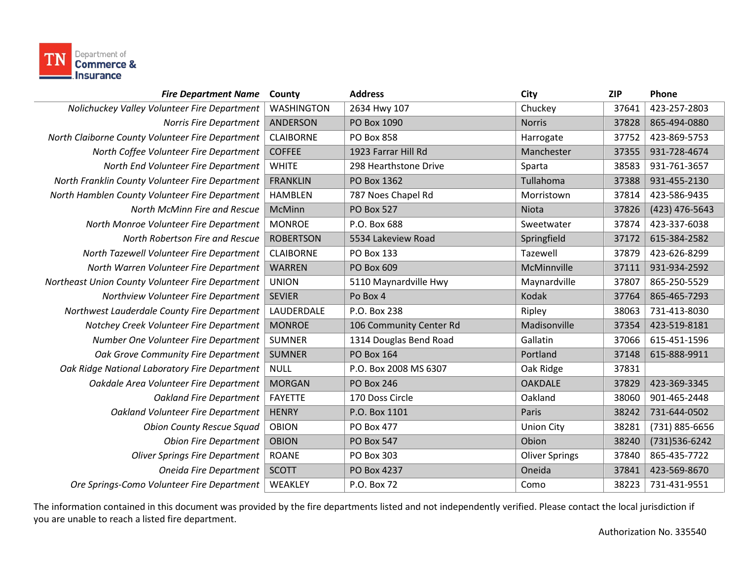| *Fire Department Name* | County | Address | City | ZIP | Phone |
|---|---|---|---|---|---|
| *Nolichuckey Valley Volunteer Fire Department* | WASHINGTON | 2634 Hwy 107 | Chuckey | 37641 | 423-257-2803 |
| *Norris Fire Department* | ANDERSON | PO Box 1090 | Norris | 37828 | 865-494-0880 |
| *North Claiborne County Volunteer Fire Department* | CLAIBORNE | PO Box 858 | Harrogate | 37752 | 423-869-5753 |
| *North Coffee Volunteer Fire Department* | COFFEE | 1923 Farrar Hill Rd | Manchester | 37355 | 931-728-4674 |
| *North End Volunteer Fire Department* | WHITE | 298 Hearthstone Drive | Sparta | 38583 | 931-761-3657 |
| *North Franklin County Volunteer Fire Department* | FRANKLIN | PO Box 1362 | Tullahoma | 37388 | 931-455-2130 |
| *North Hamblen County Volunteer Fire Department* | HAMBLEN | 787 Noes Chapel Rd | Morristown | 37814 | 423-586-9435 |
| *North McMinn Fire and Rescue* | McMinn | PO Box 527 | Niota | 37826 | (423) 476-5643 |
| *North Monroe Volunteer Fire Department* | MONROE | P.O. Box 688 | Sweetwater | 37874 | 423-337-6038 |
| *North Robertson Fire and Rescue* | ROBERTSON | 5534 Lakeview Road | Springfield | 37172 | 615-384-2582 |
| *North Tazewell Volunteer Fire Department* | CLAIBORNE | PO Box 133 | Tazewell | 37879 | 423-626-8299 |
| *North Warren Volunteer Fire Department* | WARREN | PO Box 609 | McMinnville | 37111 | 931-934-2592 |
| *Northeast Union County Volunteer Fire Department* | UNION | 5110 Maynardville Hwy | Maynardville | 37807 | 865-250-5529 |
| *Northview Volunteer Fire Department* | SEVIER | Po Box 4 | Kodak | 37764 | 865-465-7293 |
| *Northwest Lauderdale County Fire Department* | LAUDERDALE | P.O. Box 238 | Ripley | 38063 | 731-413-8030 |
| *Notchey Creek Volunteer Fire Department* | MONROE | 106 Community Center Rd | Madisonville | 37354 | 423-519-8181 |
| *Number One Volunteer Fire Department* | SUMNER | 1314 Douglas Bend Road | Gallatin | 37066 | 615-451-1596 |
| *Oak Grove Community Fire Department* | SUMNER | PO Box 164 | Portland | 37148 | 615-888-9911 |
| *Oak Ridge National Laboratory Fire Department* | NULL | P.O. Box 2008 MS 6307 | Oak Ridge | 37831 | |
| *Oakdale Area Volunteer Fire Department* | MORGAN | PO Box 246 | OAKDALE | 37829 | 423-369-3345 |
| *Oakland Fire Department* | FAYETTE | 170 Doss Circle | Oakland | 38060 | 901-465-2448 |
| *Oakland Volunteer Fire Department* | HENRY | P.O. Box 1101 | Paris | 38242 | 731-644-0502 |
| *Obion County Rescue Squad* | OBION | PO Box 477 | Union City | 38281 | (731) 885-6656 |
| *Obion Fire Department* | OBION | PO Box 547 | Obion | 38240 | (731)536-6242 |
| *Oliver Springs Fire Department* | ROANE | PO Box 303 | Oliver Springs | 37840 | 865-435-7722 |
| *Oneida Fire Department* | SCOTT | PO Box 4237 | Oneida | 37841 | 423-569-8670 |
| *Ore Springs-Como Volunteer Fire Department* | WEAKLEY | P.O. Box 72 | Como | 38223 | 731-431-9551 |

The information contained in this document was provided by the fire departments listed and not independently verified. Please contact the local jurisdiction if you are unable to reach a listed fire department.

Authorization No. 335540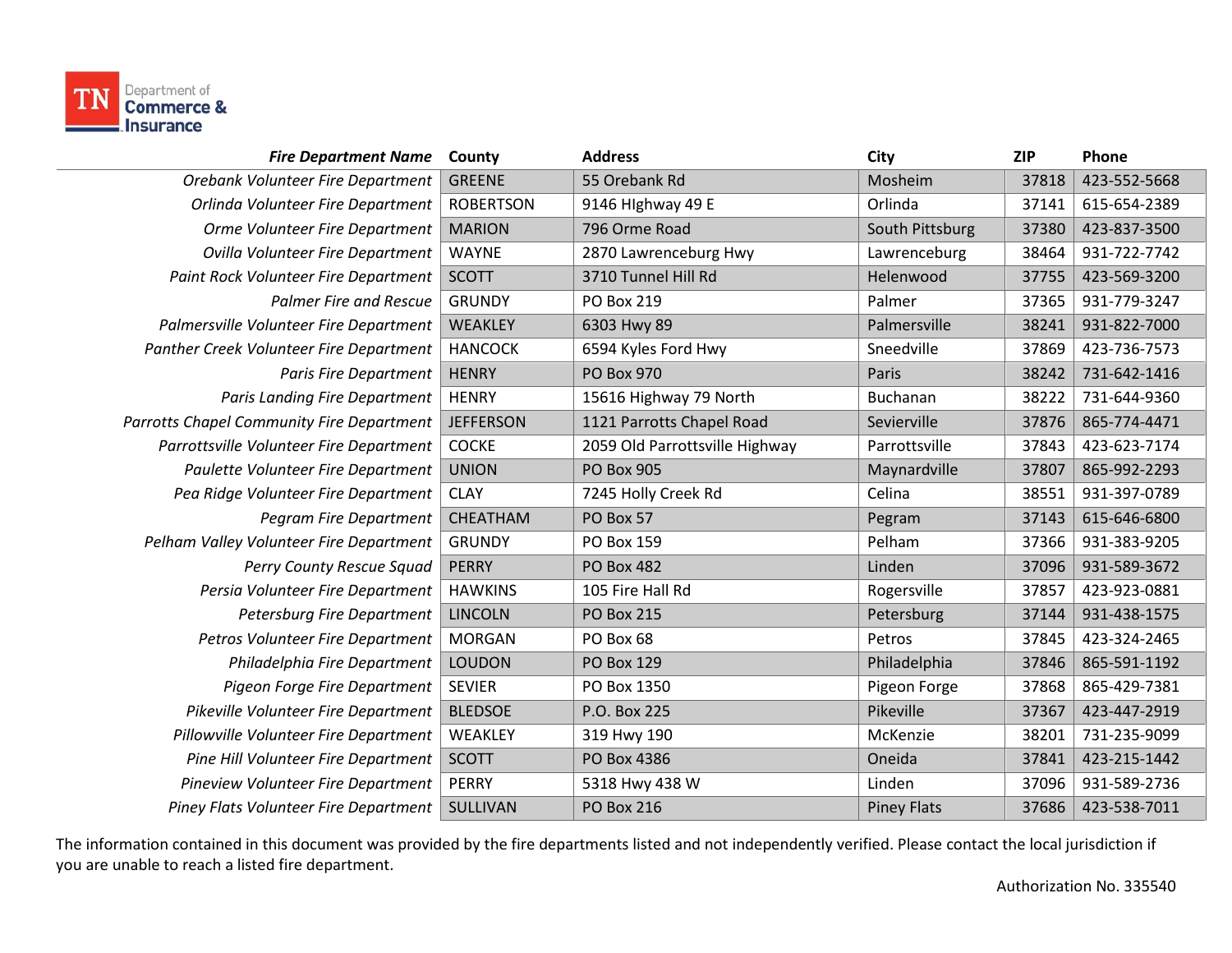| *Fire Department Name* | County | Address | City | ZIP | Phone |
|---|---|---|---|---|---|
| *Orebank Volunteer Fire Department* | GREENE | 55 Orebank Rd | Mosheim | 37818 | 423-552-5668 |
| *Orlinda Volunteer Fire Department* | ROBERTSON | 9146 HIghway 49 E | Orlinda | 37141 | 615-654-2389 |
| *Orme Volunteer Fire Department* | MARION | 796 Orme Road | South Pittsburg | 37380 | 423-837-3500 |
| *Ovilla Volunteer Fire Department* | WAYNE | 2870 Lawrenceburg Hwy | Lawrenceburg | 38464 | 931-722-7742 |
| *Paint Rock Volunteer Fire Department* | SCOTT | 3710 Tunnel Hill Rd | Helenwood | 37755 | 423-569-3200 |
| *Palmer Fire and Rescue* | GRUNDY | PO Box 219 | Palmer | 37365 | 931-779-3247 |
| *Palmersville Volunteer Fire Department* | WEAKLEY | 6303 Hwy 89 | Palmersville | 38241 | 931-822-7000 |
| *Panther Creek Volunteer Fire Department* | HANCOCK | 6594 Kyles Ford Hwy | Sneedville | 37869 | 423-736-7573 |
| *Paris Fire Department* | HENRY | PO Box 970 | Paris | 38242 | 731-642-1416 |
| *Paris Landing Fire Department* | HENRY | 15616 Highway 79 North | Buchanan | 38222 | 731-644-9360 |
| *Parrotts Chapel Community Fire Department* | JEFFERSON | 1121 Parrotts Chapel Road | Sevierville | 37876 | 865-774-4471 |
| *Parrottsville Volunteer Fire Department* | COCKE | 2059 Old Parrottsville Highway | Parrottsville | 37843 | 423-623-7174 |
| *Paulette Volunteer Fire Department* | UNION | PO Box 905 | Maynardville | 37807 | 865-992-2293 |
| *Pea Ridge Volunteer Fire Department* | CLAY | 7245 Holly Creek Rd | Celina | 38551 | 931-397-0789 |
| *Pegram Fire Department* | CHEATHAM | PO Box 57 | Pegram | 37143 | 615-646-6800 |
| *Pelham Valley Volunteer Fire Department* | GRUNDY | PO Box 159 | Pelham | 37366 | 931-383-9205 |
| *Perry County Rescue Squad* | PERRY | PO Box 482 | Linden | 37096 | 931-589-3672 |
| *Persia Volunteer Fire Department* | HAWKINS | 105 Fire Hall Rd | Rogersville | 37857 | 423-923-0881 |
| *Petersburg Fire Department* | LINCOLN | PO Box 215 | Petersburg | 37144 | 931-438-1575 |
| *Petros Volunteer Fire Department* | MORGAN | PO Box 68 | Petros | 37845 | 423-324-2465 |
| *Philadelphia Fire Department* | LOUDON | PO Box 129 | Philadelphia | 37846 | 865-591-1192 |
| *Pigeon Forge Fire Department* | SEVIER | PO Box 1350 | Pigeon Forge | 37868 | 865-429-7381 |
| *Pikeville Volunteer Fire Department* | BLEDSOE | P.O. Box 225 | Pikeville | 37367 | 423-447-2919 |
| *Pillowville Volunteer Fire Department* | WEAKLEY | 319 Hwy 190 | McKenzie | 38201 | 731-235-9099 |
| *Pine Hill Volunteer Fire Department* | SCOTT | PO Box 4386 | Oneida | 37841 | 423-215-1442 |
| *Pineview Volunteer Fire Department* | PERRY | 5318 Hwy 438 W | Linden | 37096 | 931-589-2736 |
| *Piney Flats Volunteer Fire Department* | SULLIVAN | PO Box 216 | Piney Flats | 37686 | 423-538-7011 |

The information contained in this document was provided by the fire departments listed and not independently verified. Please contact the local jurisdiction if you are unable to reach a listed fire department.

Authorization No. 335540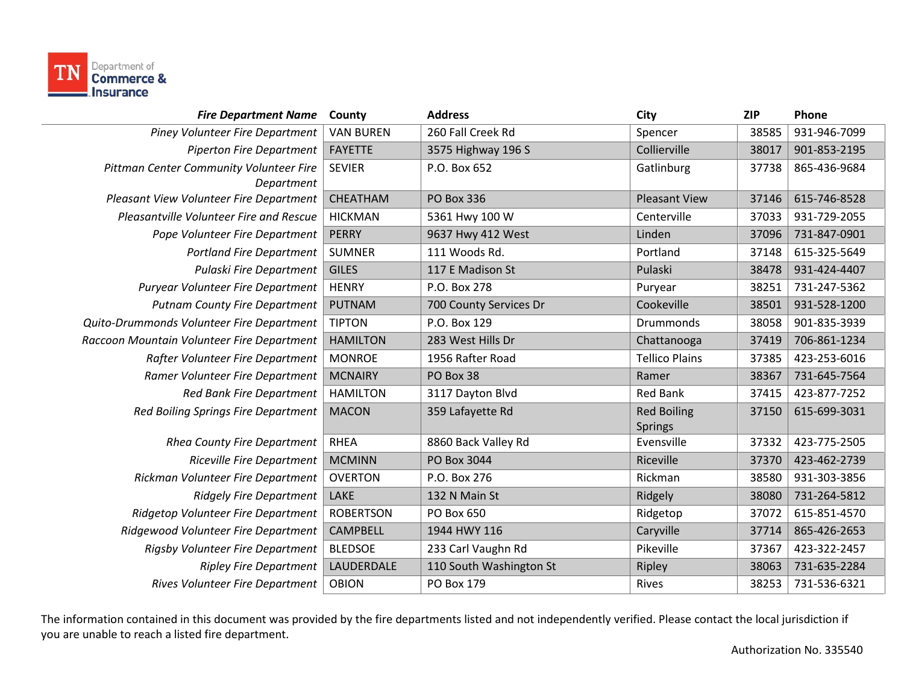| *Fire Department Name* | County | Address | City | ZIP | Phone |
|---|---|---|---|---|---|
| *Piney Volunteer Fire Department* | VAN BUREN | 260 Fall Creek Rd | Spencer | 38585 | 931-946-7099 |
| *Piperton Fire Department* | FAYETTE | 3575 Highway 196 S | Collierville | 38017 | 901-853-2195 |
| *Pittman Center Community Volunteer Fire Department* | SEVIER | P.O. Box 652 | Gatlinburg | 37738 | 865-436-9684 |
| *Pleasant View Volunteer Fire Department* | CHEATHAM | PO Box 336 | Pleasant View | 37146 | 615-746-8528 |
| *Pleasantville Volunteer Fire and Rescue* | HICKMAN | 5361 Hwy 100 W | Centerville | 37033 | 931-729-2055 |
| *Pope Volunteer Fire Department* | PERRY | 9637 Hwy 412 West | Linden | 37096 | 731-847-0901 |
| *Portland Fire Department* | SUMNER | 111 Woods Rd. | Portland | 37148 | 615-325-5649 |
| *Pulaski Fire Department* | GILES | 117 E Madison St | Pulaski | 38478 | 931-424-4407 |
| *Puryear Volunteer Fire Department* | HENRY | P.O. Box 278 | Puryear | 38251 | 731-247-5362 |
| *Putnam County Fire Department* | PUTNAM | 700 County Services Dr | Cookeville | 38501 | 931-528-1200 |
| *Quito-Drummonds Volunteer Fire Department* | TIPTON | P.O. Box 129 | Drummonds | 38058 | 901-835-3939 |
| *Raccoon Mountain Volunteer Fire Department* | HAMILTON | 283 West Hills Dr | Chattanooga | 37419 | 706-861-1234 |
| *Rafter Volunteer Fire Department* | MONROE | 1956 Rafter Road | Tellico Plains | 37385 | 423-253-6016 |
| *Ramer Volunteer Fire Department* | MCNAIRY | PO Box 38 | Ramer | 38367 | 731-645-7564 |
| *Red Bank Fire Department* | HAMILTON | 3117 Dayton Blvd | Red Bank | 37415 | 423-877-7252 |
| *Red Boiling Springs Fire Department* | MACON | 359 Lafayette Rd | Red Boiling Springs | 37150 | 615-699-3031 |
| *Rhea County Fire Department* | RHEA | 8860 Back Valley Rd | Evensville | 37332 | 423-775-2505 |
| *Riceville Fire Department* | MCMINN | PO Box 3044 | Riceville | 37370 | 423-462-2739 |
| *Rickman Volunteer Fire Department* | OVERTON | P.O. Box 276 | Rickman | 38580 | 931-303-3856 |
| *Ridgely Fire Department* | LAKE | 132 N Main St | Ridgely | 38080 | 731-264-5812 |
| *Ridgetop Volunteer Fire Department* | ROBERTSON | PO Box 650 | Ridgetop | 37072 | 615-851-4570 |
| *Ridgewood Volunteer Fire Department* | CAMPBELL | 1944 HWY 116 | Caryville | 37714 | 865-426-2653 |
| *Rigsby Volunteer Fire Department* | BLEDSOE | 233 Carl Vaughn Rd | Pikeville | 37367 | 423-322-2457 |
| *Ripley Fire Department* | LAUDERDALE | 110 South Washington St | Ripley | 38063 | 731-635-2284 |
| *Rives Volunteer Fire Department* | OBION | PO Box 179 | Rives | 38253 | 731-536-6321 |

The information contained in this document was provided by the fire departments listed and not independently verified. Please contact the local jurisdiction if you are unable to reach a listed fire department.

Authorization No. 335540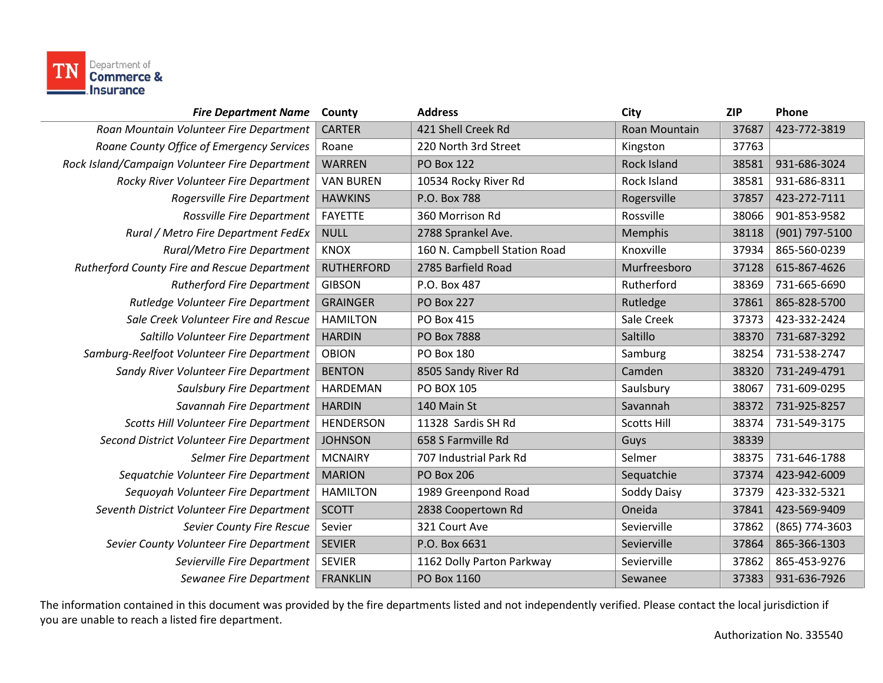| *Fire Department Name* | County | Address | City | ZIP | Phone |
|---|---|---|---|---|---|
| *Roan Mountain Volunteer Fire Department* | CARTER | 421 Shell Creek Rd | Roan Mountain | 37687 | 423-772-3819 |
| *Roane County Office of Emergency Services* | Roane | 220 North 3rd Street | Kingston | 37763 | |
| *Rock Island/Campaign Volunteer Fire Department* | WARREN | PO Box 122 | Rock Island | 38581 | 931-686-3024 |
| *Rocky River Volunteer Fire Department* | VAN BUREN | 10534 Rocky River Rd | Rock Island | 38581 | 931-686-8311 |
| *Rogersville Fire Department* | HAWKINS | P.O. Box 788 | Rogersville | 37857 | 423-272-7111 |
| *Rossville Fire Department* | FAYETTE | 360 Morrison Rd | Rossville | 38066 | 901-853-9582 |
| *Rural / Metro Fire Department FedEx* | NULL | 2788 Sprankel Ave. | Memphis | 38118 | (901) 797-5100 |
| *Rural/Metro Fire Department* | KNOX | 160 N. Campbell Station Road | Knoxville | 37934 | 865-560-0239 |
| *Rutherford County Fire and Rescue Department* | RUTHERFORD | 2785 Barfield Road | Murfreesboro | 37128 | 615-867-4626 |
| *Rutherford Fire Department* | GIBSON | P.O. Box 487 | Rutherford | 38369 | 731-665-6690 |
| *Rutledge Volunteer Fire Department* | GRAINGER | PO Box 227 | Rutledge | 37861 | 865-828-5700 |
| *Sale Creek Volunteer Fire and Rescue* | HAMILTON | PO Box 415 | Sale Creek | 37373 | 423-332-2424 |
| *Saltillo Volunteer Fire Department* | HARDIN | PO Box 7888 | Saltillo | 38370 | 731-687-3292 |
| *Samburg-Reelfoot Volunteer Fire Department* | OBION | PO Box 180 | Samburg | 38254 | 731-538-2747 |
| *Sandy River Volunteer Fire Department* | BENTON | 8505 Sandy River Rd | Camden | 38320 | 731-249-4791 |
| *Saulsbury Fire Department* | HARDEMAN | PO BOX 105 | Saulsbury | 38067 | 731-609-0295 |
| *Savannah Fire Department* | HARDIN | 140 Main St | Savannah | 38372 | 731-925-8257 |
| *Scotts Hill Volunteer Fire Department* | HENDERSON | 11328 Sardis SH Rd | Scotts Hill | 38374 | 731-549-3175 |
| *Second District Volunteer Fire Department* | JOHNSON | 658 S Farmville Rd | Guys | 38339 | |
| *Selmer Fire Department* | MCNAIRY | 707 Industrial Park Rd | Selmer | 38375 | 731-646-1788 |
| *Sequatchie Volunteer Fire Department* | MARION | PO Box 206 | Sequatchie | 37374 | 423-942-6009 |
| *Sequoyah Volunteer Fire Department* | HAMILTON | 1989 Greenpond Road | Soddy Daisy | 37379 | 423-332-5321 |
| *Seventh District Volunteer Fire Department* | SCOTT | 2838 Coopertown Rd | Oneida | 37841 | 423-569-9409 |
| *Sevier County Fire Rescue* | Sevier | 321 Court Ave | Sevierville | 37862 | (865) 774-3603 |
| *Sevier County Volunteer Fire Department* | SEVIER | P.O. Box 6631 | Sevierville | 37864 | 865-366-1303 |
| *Sevierville Fire Department* | SEVIER | 1162 Dolly Parton Parkway | Sevierville | 37862 | 865-453-9276 |
| *Sewanee Fire Department* | FRANKLIN | PO Box 1160 | Sewanee | 37383 | 931-636-7926 |

The information contained in this document was provided by the fire departments listed and not independently verified. Please contact the local jurisdiction if you are unable to reach a listed fire department.

Authorization No. 335540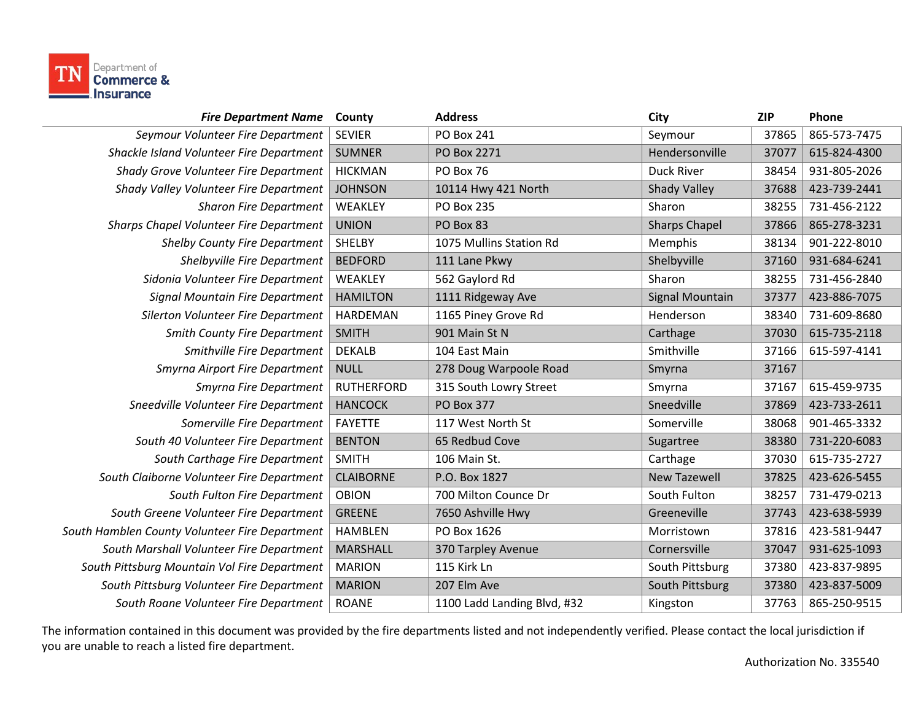| *Fire Department Name* | County | Address | City | ZIP | Phone |
|---|---|---|---|---|---|
| *Seymour Volunteer Fire Department* | SEVIER | PO Box 241 | Seymour | 37865 | 865-573-7475 |
| *Shackle Island Volunteer Fire Department* | SUMNER | PO Box 2271 | Hendersonville | 37077 | 615-824-4300 |
| *Shady Grove Volunteer Fire Department* | HICKMAN | PO Box 76 | Duck River | 38454 | 931-805-2026 |
| *Shady Valley Volunteer Fire Department* | JOHNSON | 10114 Hwy 421 North | Shady Valley | 37688 | 423-739-2441 |
| *Sharon Fire Department* | WEAKLEY | PO Box 235 | Sharon | 38255 | 731-456-2122 |
| *Sharps Chapel Volunteer Fire Department* | UNION | PO Box 83 | Sharps Chapel | 37866 | 865-278-3231 |
| *Shelby County Fire Department* | SHELBY | 1075 Mullins Station Rd | Memphis | 38134 | 901-222-8010 |
| *Shelbyville Fire Department* | BEDFORD | 111 Lane Pkwy | Shelbyville | 37160 | 931-684-6241 |
| *Sidonia Volunteer Fire Department* | WEAKLEY | 562 Gaylord Rd | Sharon | 38255 | 731-456-2840 |
| *Signal Mountain Fire Department* | HAMILTON | 1111 Ridgeway Ave | Signal Mountain | 37377 | 423-886-7075 |
| *Silerton Volunteer Fire Department* | HARDEMAN | 1165 Piney Grove Rd | Henderson | 38340 | 731-609-8680 |
| *Smith County Fire Department* | SMITH | 901 Main St N | Carthage | 37030 | 615-735-2118 |
| *Smithville Fire Department* | DEKALB | 104 East Main | Smithville | 37166 | 615-597-4141 |
| *Smyrna Airport Fire Department* | NULL | 278 Doug Warpoole Road | Smyrna | 37167 | |
| *Smyrna Fire Department* | RUTHERFORD | 315 South Lowry Street | Smyrna | 37167 | 615-459-9735 |
| *Sneedville Volunteer Fire Department* | HANCOCK | PO Box 377 | Sneedville | 37869 | 423-733-2611 |
| *Somerville Fire Department* | FAYETTE | 117 West North St | Somerville | 38068 | 901-465-3332 |
| *South 40 Volunteer Fire Department* | BENTON | 65 Redbud Cove | Sugartree | 38380 | 731-220-6083 |
| *South Carthage Fire Department* | SMITH | 106 Main St. | Carthage | 37030 | 615-735-2727 |
| *South Claiborne Volunteer Fire Department* | CLAIBORNE | P.O. Box 1827 | New Tazewell | 37825 | 423-626-5455 |
| *South Fulton Fire Department* | OBION | 700 Milton Counce Dr | South Fulton | 38257 | 731-479-0213 |
| *South Greene Volunteer Fire Department* | GREENE | 7650 Ashville Hwy | Greeneville | 37743 | 423-638-5939 |
| *South Hamblen County Volunteer Fire Department* | HAMBLEN | PO Box 1626 | Morristown | 37816 | 423-581-9447 |
| *South Marshall Volunteer Fire Department* | MARSHALL | 370 Tarpley Avenue | Cornersville | 37047 | 931-625-1093 |
| *South Pittsburg Mountain Vol Fire Department* | MARION | 115 Kirk Ln | South Pittsburg | 37380 | 423-837-9895 |
| *South Pittsburg Volunteer Fire Department* | MARION | 207 Elm Ave | South Pittsburg | 37380 | 423-837-5009 |
| *South Roane Volunteer Fire Department* | ROANE | 1100 Ladd Landing Blvd, #32 | Kingston | 37763 | 865-250-9515 |

The information contained in this document was provided by the fire departments listed and not independently verified. Please contact the local jurisdiction if you are unable to reach a listed fire department.

Authorization No. 335540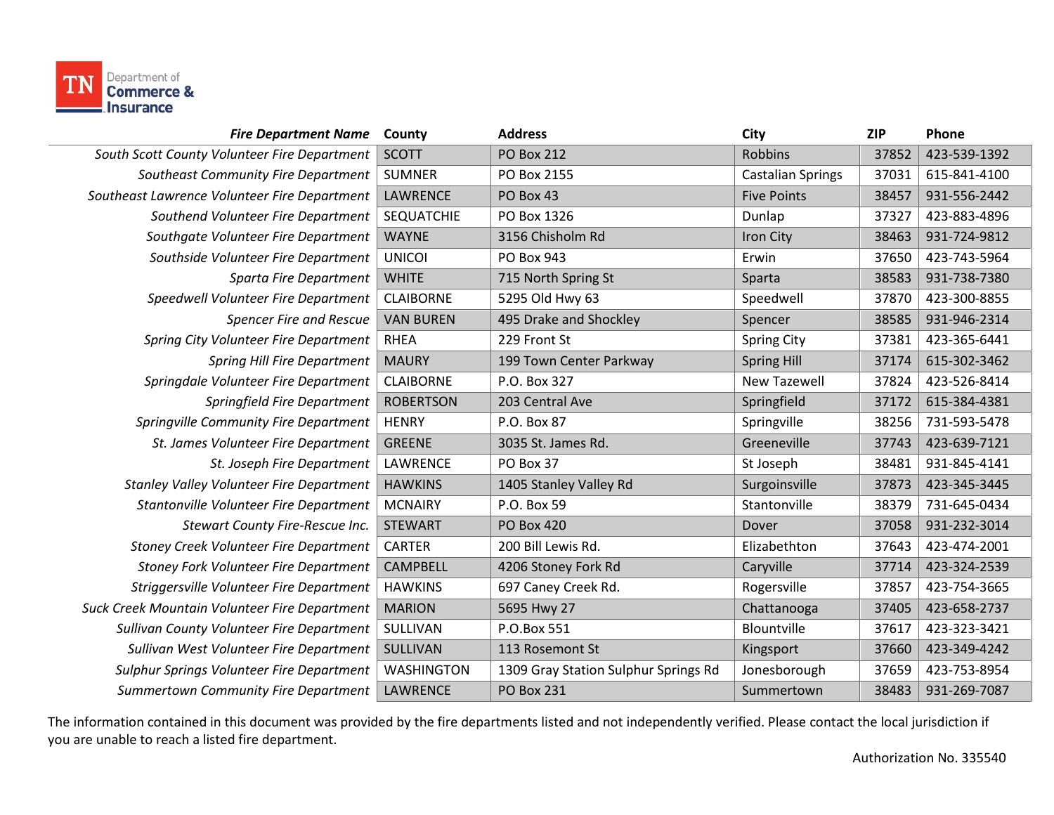| *Fire Department Name* | County | Address | City | ZIP | Phone |
|---|---|---|---|---|---|
| *South Scott County Volunteer Fire Department* | SCOTT | PO Box 212 | Robbins | 37852 | 423-539-1392 |
| *Southeast Community Fire Department* | SUMNER | PO Box 2155 | Castalian Springs | 37031 | 615-841-4100 |
| *Southeast Lawrence Volunteer Fire Department* | LAWRENCE | PO Box 43 | Five Points | 38457 | 931-556-2442 |
| *Southend Volunteer Fire Department* | SEQUATCHIE | PO Box 1326 | Dunlap | 37327 | 423-883-4896 |
| *Southgate Volunteer Fire Department* | WAYNE | 3156 Chisholm Rd | Iron City | 38463 | 931-724-9812 |
| *Southside Volunteer Fire Department* | UNICOI | PO Box 943 | Erwin | 37650 | 423-743-5964 |
| *Sparta Fire Department* | WHITE | 715 North Spring St | Sparta | 38583 | 931-738-7380 |
| *Speedwell Volunteer Fire Department* | CLAIBORNE | 5295 Old Hwy 63 | Speedwell | 37870 | 423-300-8855 |
| *Spencer Fire and Rescue* | VAN BUREN | 495 Drake and Shockley | Spencer | 38585 | 931-946-2314 |
| *Spring City Volunteer Fire Department* | RHEA | 229 Front St | Spring City | 37381 | 423-365-6441 |
| *Spring Hill Fire Department* | MAURY | 199 Town Center Parkway | Spring Hill | 37174 | 615-302-3462 |
| *Springdale Volunteer Fire Department* | CLAIBORNE | P.O. Box 327 | New Tazewell | 37824 | 423-526-8414 |
| *Springfield Fire Department* | ROBERTSON | 203 Central Ave | Springfield | 37172 | 615-384-4381 |
| *Springville Community Fire Department* | HENRY | P.O. Box 87 | Springville | 38256 | 731-593-5478 |
| *St. James Volunteer Fire Department* | GREENE | 3035 St. James Rd. | Greeneville | 37743 | 423-639-7121 |
| *St. Joseph Fire Department* | LAWRENCE | PO Box 37 | St Joseph | 38481 | 931-845-4141 |
| *Stanley Valley Volunteer Fire Department* | HAWKINS | 1405 Stanley Valley Rd | Surgoinsville | 37873 | 423-345-3445 |
| *Stantonville Volunteer Fire Department* | MCNAIRY | P.O. Box 59 | Stantonville | 38379 | 731-645-0434 |
| *Stewart County Fire-Rescue Inc.* | STEWART | PO Box 420 | Dover | 37058 | 931-232-3014 |
| *Stoney Creek Volunteer Fire Department* | CARTER | 200 Bill Lewis Rd. | Elizabethton | 37643 | 423-474-2001 |
| *Stoney Fork Volunteer Fire Department* | CAMPBELL | 4206 Stoney Fork Rd | Caryville | 37714 | 423-324-2539 |
| *Striggersville Volunteer Fire Department* | HAWKINS | 697 Caney Creek Rd. | Rogersville | 37857 | 423-754-3665 |
| *Suck Creek Mountain Volunteer Fire Department* | MARION | 5695 Hwy 27 | Chattanooga | 37405 | 423-658-2737 |
| *Sullivan County Volunteer Fire Department* | SULLIVAN | P.O.Box 551 | Blountville | 37617 | 423-323-3421 |
| *Sullivan West Volunteer Fire Department* | SULLIVAN | 113 Rosemont St | Kingsport | 37660 | 423-349-4242 |
| *Sulphur Springs Volunteer Fire Department* | WASHINGTON | 1309 Gray Station Sulphur Springs Rd | Jonesborough | 37659 | 423-753-8954 |
| *Summertown Community Fire Department* | LAWRENCE | PO Box 231 | Summertown | 38483 | 931-269-7087 |

The information contained in this document was provided by the fire departments listed and not independently verified. Please contact the local jurisdiction if you are unable to reach a listed fire department.

Authorization No. 335540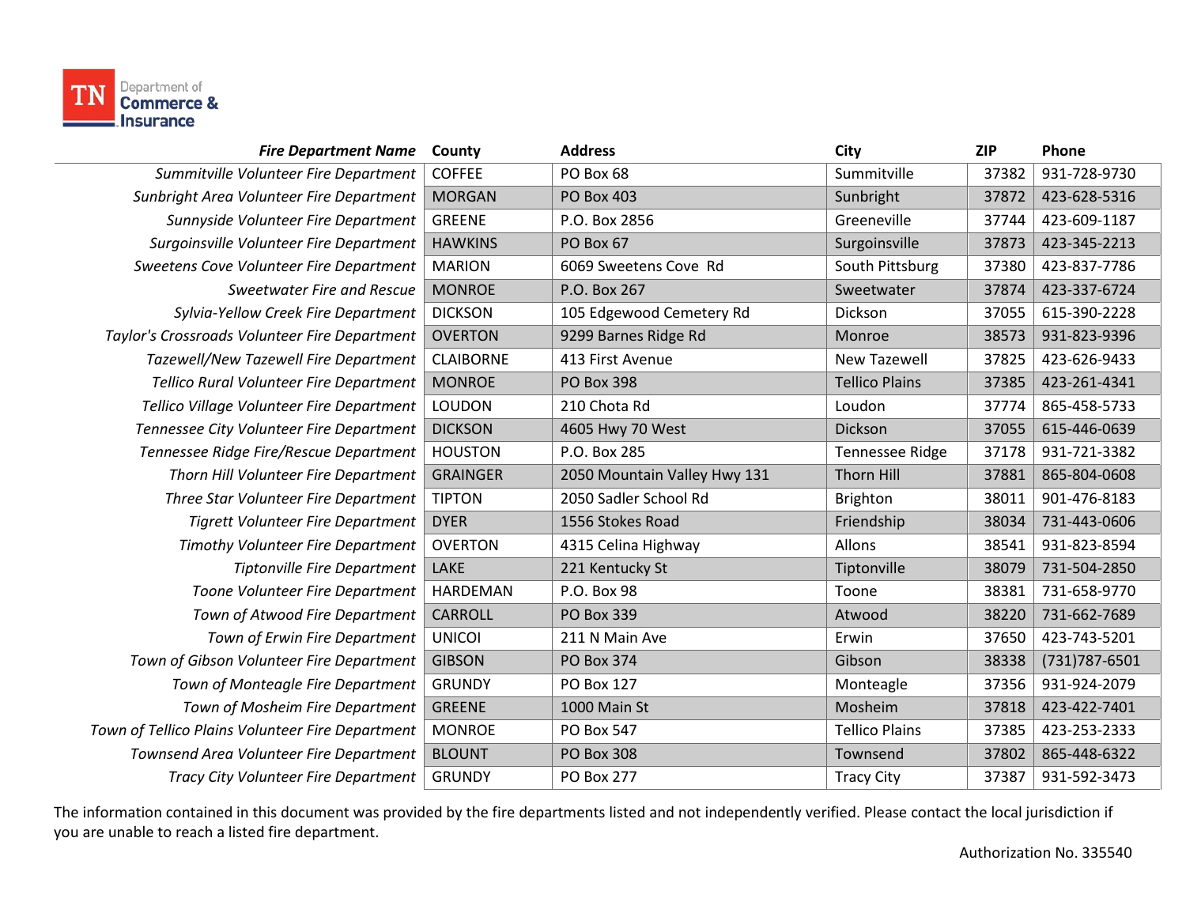| *Fire Department Name* | County | Address | City | ZIP | Phone |
|---|---|---|---|---|---|
| *Summitville Volunteer Fire Department* | COFFEE | PO Box 68 | Summitville | 37382 | 931-728-9730 |
| *Sunbright Area Volunteer Fire Department* | MORGAN | PO Box 403 | Sunbright | 37872 | 423-628-5316 |
| *Sunnyside Volunteer Fire Department* | GREENE | P.O. Box 2856 | Greeneville | 37744 | 423-609-1187 |
| *Surgoinsville Volunteer Fire Department* | HAWKINS | PO Box 67 | Surgoinsville | 37873 | 423-345-2213 |
| *Sweetens Cove Volunteer Fire Department* | MARION | 6069 Sweetens Cove  Rd | South Pittsburg | 37380 | 423-837-7786 |
| *Sweetwater Fire and Rescue* | MONROE | P.O. Box 267 | Sweetwater | 37874 | 423-337-6724 |
| *Sylvia-Yellow Creek Fire Department* | DICKSON | 105 Edgewood Cemetery Rd | Dickson | 37055 | 615-390-2228 |
| *Taylor's Crossroads Volunteer Fire Department* | OVERTON | 9299 Barnes Ridge Rd | Monroe | 38573 | 931-823-9396 |
| *Tazewell/New Tazewell Fire Department* | CLAIBORNE | 413 First Avenue | New Tazewell | 37825 | 423-626-9433 |
| *Tellico Rural Volunteer Fire Department* | MONROE | PO Box 398 | Tellico Plains | 37385 | 423-261-4341 |
| *Tellico Village Volunteer Fire Department* | LOUDON | 210 Chota Rd | Loudon | 37774 | 865-458-5733 |
| *Tennessee City Volunteer Fire Department* | DICKSON | 4605 Hwy 70 West | Dickson | 37055 | 615-446-0639 |
| *Tennessee Ridge Fire/Rescue Department* | HOUSTON | P.O. Box 285 | Tennessee Ridge | 37178 | 931-721-3382 |
| *Thorn Hill Volunteer Fire Department* | GRAINGER | 2050 Mountain Valley Hwy 131 | Thorn Hill | 37881 | 865-804-0608 |
| *Three Star Volunteer Fire Department* | TIPTON | 2050 Sadler School Rd | Brighton | 38011 | 901-476-8183 |
| *Tigrett Volunteer Fire Department* | DYER | 1556 Stokes Road | Friendship | 38034 | 731-443-0606 |
| *Timothy Volunteer Fire Department* | OVERTON | 4315 Celina Highway | Allons | 38541 | 931-823-8594 |
| *Tiptonville Fire Department* | LAKE | 221 Kentucky St | Tiptonville | 38079 | 731-504-2850 |
| *Toone Volunteer Fire Department* | HARDEMAN | P.O. Box 98 | Toone | 38381 | 731-658-9770 |
| *Town of Atwood Fire Department* | CARROLL | PO Box 339 | Atwood | 38220 | 731-662-7689 |
| *Town of Erwin Fire Department* | UNICOI | 211 N Main Ave | Erwin | 37650 | 423-743-5201 |
| *Town of Gibson Volunteer Fire Department* | GIBSON | PO Box 374 | Gibson | 38338 | (731)787-6501 |
| *Town of Monteagle Fire Department* | GRUNDY | PO Box 127 | Monteagle | 37356 | 931-924-2079 |
| *Town of Mosheim Fire Department* | GREENE | 1000 Main St | Mosheim | 37818 | 423-422-7401 |
| *Town of Tellico Plains Volunteer Fire Department* | MONROE | PO Box 547 | Tellico Plains | 37385 | 423-253-2333 |
| *Townsend Area Volunteer Fire Department* | BLOUNT | PO Box 308 | Townsend | 37802 | 865-448-6322 |
| *Tracy City Volunteer Fire Department* | GRUNDY | PO Box 277 | Tracy City | 37387 | 931-592-3473 |

The information contained in this document was provided by the fire departments listed and not independently verified. Please contact the local jurisdiction if you are unable to reach a listed fire department.

Authorization No. 335540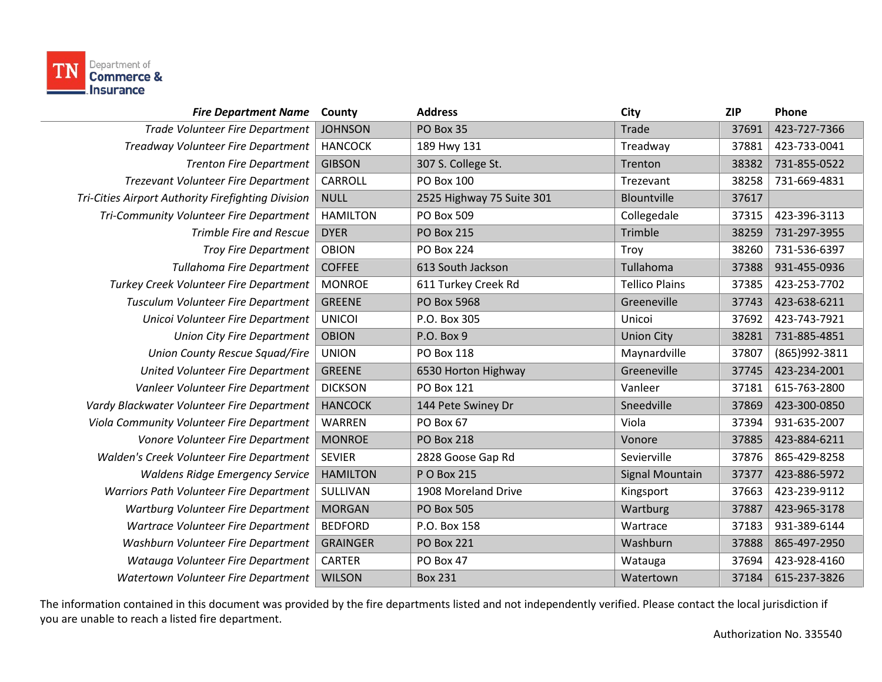| *Fire Department Name* | County | Address | City | ZIP | Phone |
|---|---|---|---|---|---|
| *Trade Volunteer Fire Department* | JOHNSON | PO Box 35 | Trade | 37691 | 423-727-7366 |
| *Treadway Volunteer Fire Department* | HANCOCK | 189 Hwy 131 | Treadway | 37881 | 423-733-0041 |
| *Trenton Fire Department* | GIBSON | 307 S. College St. | Trenton | 38382 | 731-855-0522 |
| *Trezevant Volunteer Fire Department* | CARROLL | PO Box 100 | Trezevant | 38258 | 731-669-4831 |
| *Tri-Cities Airport Authority Firefighting Division* | NULL | 2525 Highway 75 Suite 301 | Blountville | 37617 | |
| *Tri-Community Volunteer Fire Department* | HAMILTON | PO Box 509 | Collegedale | 37315 | 423-396-3113 |
| *Trimble Fire and Rescue* | DYER | PO Box 215 | Trimble | 38259 | 731-297-3955 |
| *Troy Fire Department* | OBION | PO Box 224 | Troy | 38260 | 731-536-6397 |
| *Tullahoma Fire Department* | COFFEE | 613 South Jackson | Tullahoma | 37388 | 931-455-0936 |
| *Turkey Creek Volunteer Fire Department* | MONROE | 611 Turkey Creek Rd | Tellico Plains | 37385 | 423-253-7702 |
| *Tusculum Volunteer Fire Department* | GREENE | PO Box 5968 | Greeneville | 37743 | 423-638-6211 |
| *Unicoi Volunteer Fire Department* | UNICOI | P.O. Box 305 | Unicoi | 37692 | 423-743-7921 |
| *Union City Fire Department* | OBION | P.O. Box 9 | Union City | 38281 | 731-885-4851 |
| *Union County Rescue Squad/Fire* | UNION | PO Box 118 | Maynardville | 37807 | (865)992-3811 |
| *United Volunteer Fire Department* | GREENE | 6530 Horton Highway | Greeneville | 37745 | 423-234-2001 |
| *Vanleer Volunteer Fire Department* | DICKSON | PO Box 121 | Vanleer | 37181 | 615-763-2800 |
| *Vardy Blackwater Volunteer Fire Department* | HANCOCK | 144 Pete Swiney Dr | Sneedville | 37869 | 423-300-0850 |
| *Viola Community Volunteer Fire Department* | WARREN | PO Box 67 | Viola | 37394 | 931-635-2007 |
| *Vonore Volunteer Fire Department* | MONROE | PO Box 218 | Vonore | 37885 | 423-884-6211 |
| *Walden's Creek Volunteer Fire Department* | SEVIER | 2828 Goose Gap Rd | Sevierville | 37876 | 865-429-8258 |
| *Waldens Ridge Emergency Service* | HAMILTON | P O Box 215 | Signal Mountain | 37377 | 423-886-5972 |
| *Warriors Path Volunteer Fire Department* | SULLIVAN | 1908 Moreland Drive | Kingsport | 37663 | 423-239-9112 |
| *Wartburg Volunteer Fire Department* | MORGAN | PO Box 505 | Wartburg | 37887 | 423-965-3178 |
| *Wartrace Volunteer Fire Department* | BEDFORD | P.O. Box 158 | Wartrace | 37183 | 931-389-6144 |
| *Washburn Volunteer Fire Department* | GRAINGER | PO Box 221 | Washburn | 37888 | 865-497-2950 |
| *Watauga Volunteer Fire Department* | CARTER | PO Box 47 | Watauga | 37694 | 423-928-4160 |
| *Watertown Volunteer Fire Department* | WILSON | Box 231 | Watertown | 37184 | 615-237-3826 |

The information contained in this document was provided by the fire departments listed and not independently verified. Please contact the local jurisdiction if you are unable to reach a listed fire department.

Authorization No. 335540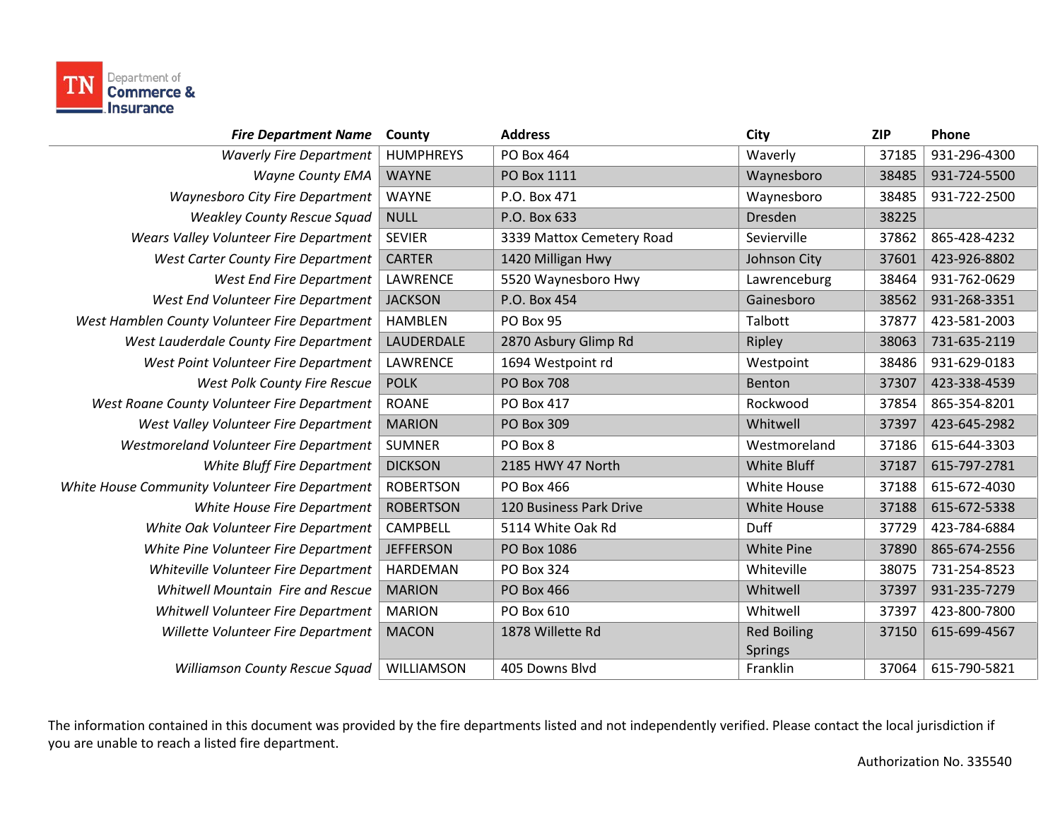| *Fire Department Name* | County | Address | City | ZIP | Phone |
|---|---|---|---|---|---|
| *Waverly Fire Department* | HUMPHREYS | PO Box 464 | Waverly | 37185 | 931-296-4300 |
| *Wayne County EMA* | WAYNE | PO Box 1111 | Waynesboro | 38485 | 931-724-5500 |
| *Waynesboro City Fire Department* | WAYNE | P.O. Box 471 | Waynesboro | 38485 | 931-722-2500 |
| *Weakley County Rescue Squad* | NULL | P.O. Box 633 | Dresden | 38225 | |
| *Wears Valley Volunteer Fire Department* | SEVIER | 3339 Mattox Cemetery Road | Sevierville | 37862 | 865-428-4232 |
| *West Carter County Fire Department* | CARTER | 1420 Milligan Hwy | Johnson City | 37601 | 423-926-8802 |
| *West End Fire Department* | LAWRENCE | 5520 Waynesboro Hwy | Lawrenceburg | 38464 | 931-762-0629 |
| *West End Volunteer Fire Department* | JACKSON | P.O. Box 454 | Gainesboro | 38562 | 931-268-3351 |
| *West Hamblen County Volunteer Fire Department* | HAMBLEN | PO Box 95 | Talbott | 37877 | 423-581-2003 |
| *West Lauderdale County Fire Department* | LAUDERDALE | 2870 Asbury Glimp Rd | Ripley | 38063 | 731-635-2119 |
| *West Point Volunteer Fire Department* | LAWRENCE | 1694 Westpoint rd | Westpoint | 38486 | 931-629-0183 |
| *West Polk County Fire Rescue* | POLK | PO Box 708 | Benton | 37307 | 423-338-4539 |
| *West Roane County Volunteer Fire Department* | ROANE | PO Box 417 | Rockwood | 37854 | 865-354-8201 |
| *West Valley Volunteer Fire Department* | MARION | PO Box 309 | Whitwell | 37397 | 423-645-2982 |
| *Westmoreland Volunteer Fire Department* | SUMNER | PO Box 8 | Westmoreland | 37186 | 615-644-3303 |
| *White Bluff Fire Department* | DICKSON | 2185 HWY 47 North | White Bluff | 37187 | 615-797-2781 |
| *White House Community Volunteer Fire Department* | ROBERTSON | PO Box 466 | White House | 37188 | 615-672-4030 |
| *White House Fire Department* | ROBERTSON | 120 Business Park Drive | White House | 37188 | 615-672-5338 |
| *White Oak Volunteer Fire Department* | CAMPBELL | 5114 White Oak Rd | Duff | 37729 | 423-784-6884 |
| *White Pine Volunteer Fire Department* | JEFFERSON | PO Box 1086 | White Pine | 37890 | 865-674-2556 |
| *Whiteville Volunteer Fire Department* | HARDEMAN | PO Box 324 | Whiteville | 38075 | 731-254-8523 |
| *Whitwell Mountain Fire and Rescue* | MARION | PO Box 466 | Whitwell | 37397 | 931-235-7279 |
| *Whitwell Volunteer Fire Department* | MARION | PO Box 610 | Whitwell | 37397 | 423-800-7800 |
| *Willette Volunteer Fire Department* | MACON | 1878 Willette Rd | Red Boiling Springs | 37150 | 615-699-4567 |
| *Williamson County Rescue Squad* | WILLIAMSON | 405 Downs Blvd | Franklin | 37064 | 615-790-5821 |

The information contained in this document was provided by the fire departments listed and not independently verified. Please contact the local jurisdiction if you are unable to reach a listed fire department.

Authorization No. 335540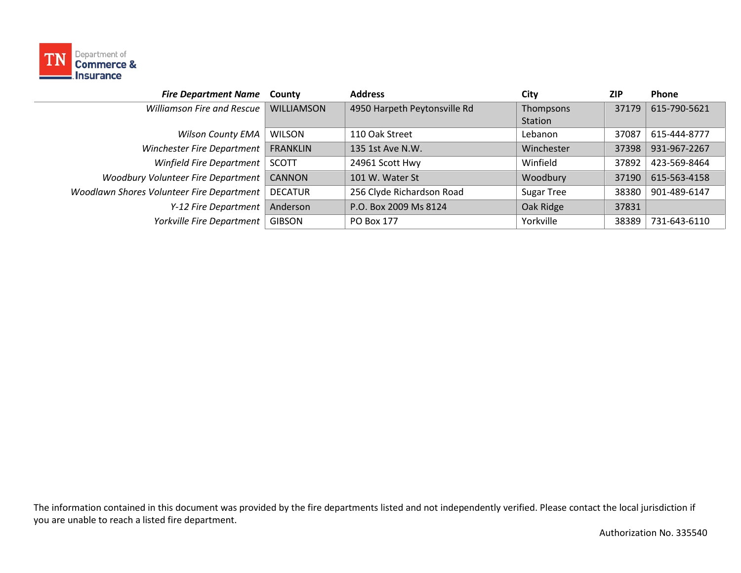| *Fire Department Name* | County | Address | City | ZIP | Phone |
|---|---|---|---|---|---|
| *Williamson Fire and Rescue* | WILLIAMSON | 4950 Harpeth Peytonsville Rd | Thompsons Station | 37179 | 615-790-5621 |
| *Wilson County EMA* | WILSON | 110 Oak Street | Lebanon | 37087 | 615-444-8777 |
| *Winchester Fire Department* | FRANKLIN | 135 1st Ave N.W. | Winchester | 37398 | 931-967-2267 |
| *Winfield Fire Department* | SCOTT | 24961 Scott Hwy | Winfield | 37892 | 423-569-8464 |
| *Woodbury Volunteer Fire Department* | CANNON | 101 W. Water St | Woodbury | 37190 | 615-563-4158 |
| *Woodlawn Shores Volunteer Fire Department* | DECATUR | 256 Clyde Richardson Road | Sugar Tree | 38380 | 901-489-6147 |
| *Y-12 Fire Department* | Anderson | P.O. Box 2009 Ms 8124 | Oak Ridge | 37831 | |
| *Yorkville Fire Department* | GIBSON | PO Box 177 | Yorkville | 38389 | 731-643-6110 |

The information contained in this document was provided by the fire departments listed and not independently verified. Please contact the local jurisdiction if you are unable to reach a listed fire department.

Authorization No. 335540